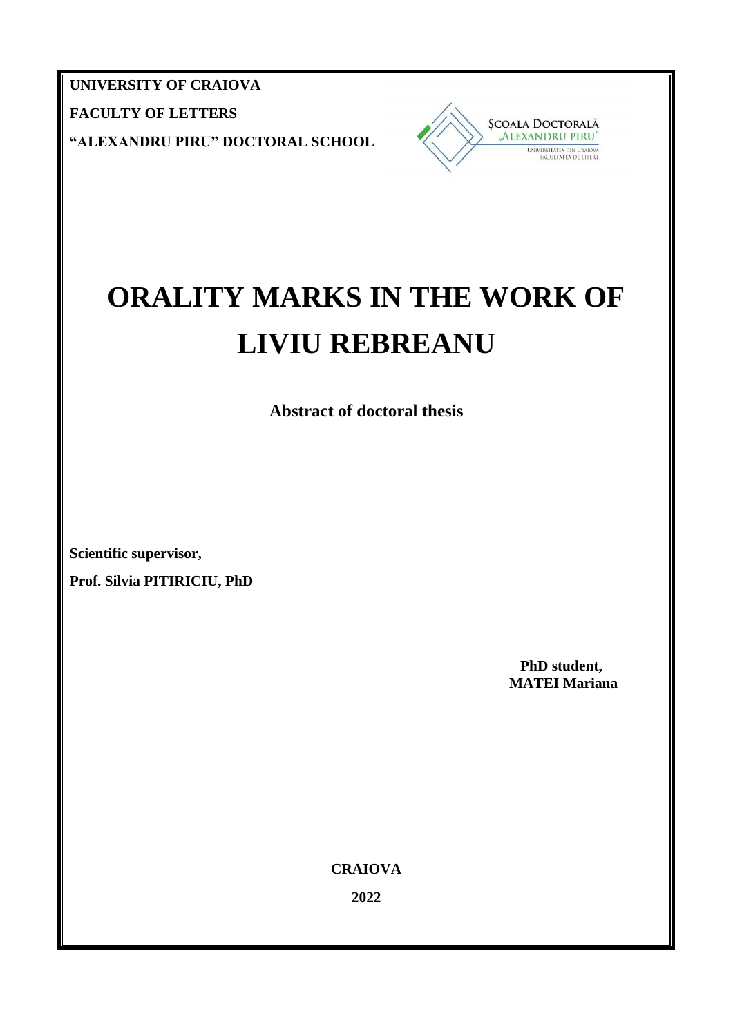**UNIVERSITY OF CRAIOVA**

**FACULTY OF LETTERS**

**"ALEXANDRU PIRU" DOCTORAL SCHOOL**

ŞCOALA DOCTORALĂ „ALEXANDRU PIRU"
UNIVERSITATEA DIN CRAIOVA
FACULTATEA DE LITERE

# ORALITY MARKS IN THE WORK OF LIVIU REBREANU

**Abstract of doctoral thesis**

**Scientific supervisor,**

**Prof. Silvia PITIRICIU, PhD**

**PhD student,**
**MATEI Mariana**

**CRAIOVA**

**2022**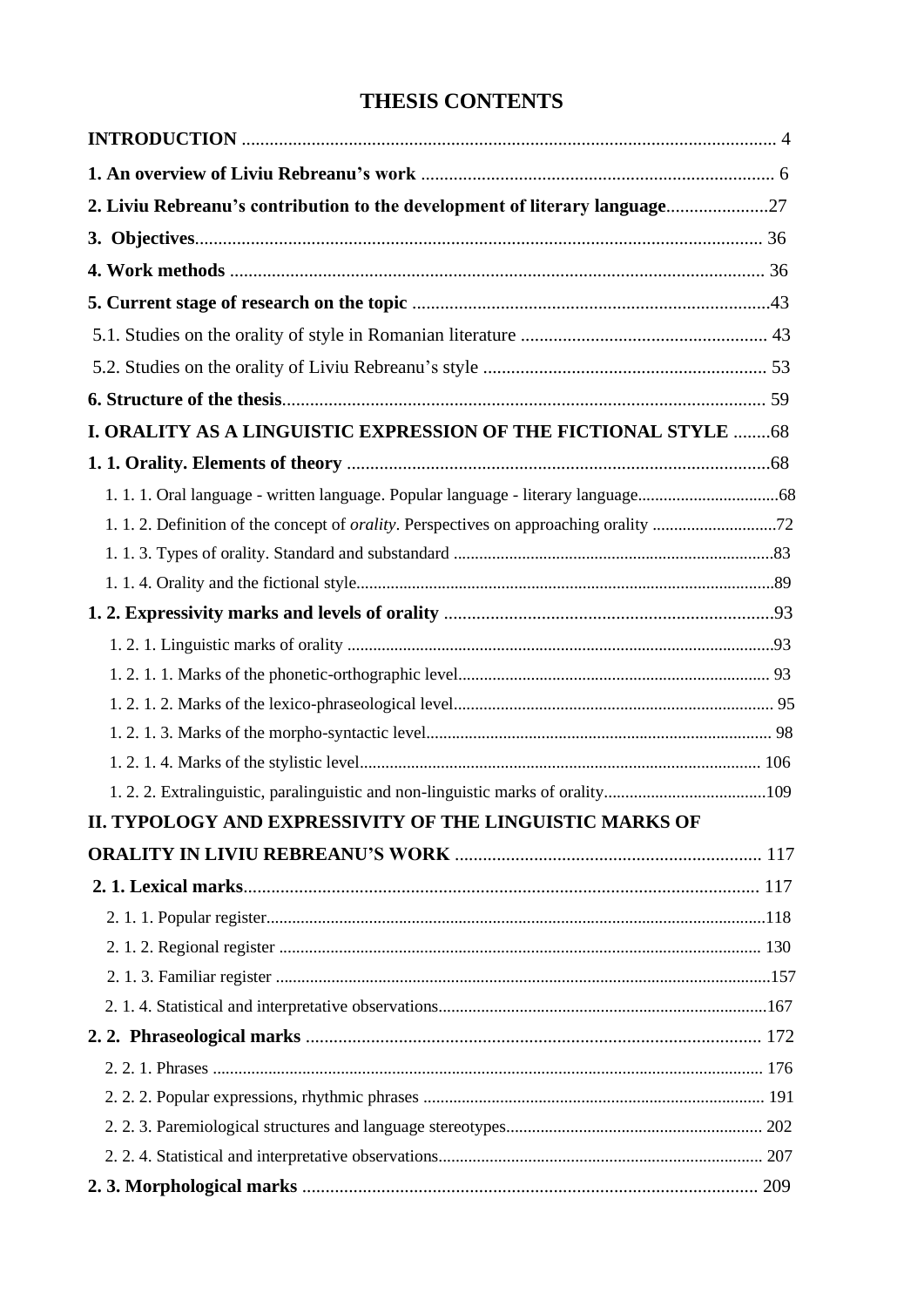# THESIS CONTENTS

**INTRODUCTION** .................................................................................................................. 4

**1. An overview of Liviu Rebreanu's work** ........................................................................... 6

**2. Liviu Rebreanu's contribution to the development of literary language**......................27

**3. Objectives**.......................................................................................................................... 36

**4. Work methods** .................................................................................................................. 36

**5. Current stage of research on the topic** ............................................................................43

5.1. Studies on the orality of style in Romanian literature ..................................................... 43

5.2. Studies on the orality of Liviu Rebreanu's style ............................................................ 53

**6. Structure of the thesis**...................................................................................................... 59

**I. ORALITY AS A LINGUISTIC EXPRESSION OF THE FICTIONAL STYLE** ........68

**1. 1. Orality. Elements of theory** ..........................................................................................68

1. 1. 1. Oral language - written language. Popular language - literary language.................................68

1. 1. 2. Definition of the concept of *orality*. Perspectives on approaching orality ............................72

1. 1. 3. Types of orality. Standard and substandard .........................................................................83

1. 1. 4. Orality and the fictional style...............................................................................................89

**1. 2. Expressivity marks and levels of orality** .......................................................................93

1. 2. 1. Linguistic marks of orality ..................................................................................................93

1. 2. 1. 1. Marks of the phonetic-orthographic level........................................................................ 93

1. 2. 1. 2. Marks of the lexico-phraseological level.......................................................................... 95

1. 2. 1. 3. Marks of the morpho-syntactic level................................................................................ 98

1. 2. 1. 4. Marks of the stylistic level............................................................................................. 106

1. 2. 2. Extralinguistic, paralinguistic and non-linguistic marks of orality......................................109

**II. TYPOLOGY AND EXPRESSIVITY OF THE LINGUISTIC MARKS OF ORALITY IN LIVIU REBREANU'S WORK** .................................................................. 117

**2. 1. Lexical marks**............................................................................................................... 117

2. 1. 1. Popular register...................................................................................................................118

2. 1. 2. Regional register ................................................................................................................ 130

2. 1. 3. Familiar register ..................................................................................................................157

2. 1. 4. Statistical and interpretative observations............................................................................167

**2. 2. Phraseological marks** .................................................................................................. 172

2. 2. 1. Phrases ................................................................................................................................ 176

2. 2. 2. Popular expressions, rhythmic phrases ............................................................................... 191

2. 2. 3. Paremiological structures and language stereotypes............................................................ 202

2. 2. 4. Statistical and interpretative observations........................................................................... 207

**2. 3. Morphological marks** ................................................................................................. 209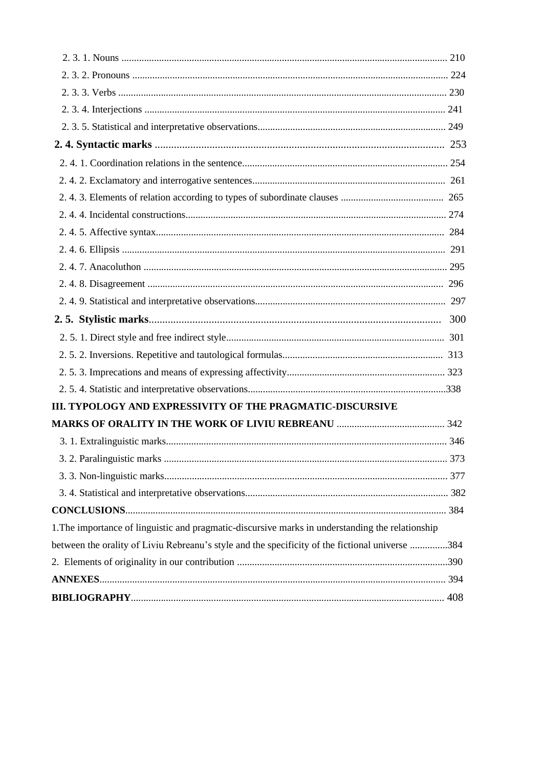2. 3. 1. Nouns ........................................................................................................................ 210

2. 3. 2. Pronouns ................................................................................................................... 224

2. 3. 3. Verbs ........................................................................................................................ 230

2. 3. 4. Interjections ............................................................................................................. 241

2. 3. 5. Statistical and interpretative observations.......................................................................... 249

**2. 4. Syntactic marks** ........................................................................................................ 253

2. 4. 1. Coordination relations in the sentence................................................................................. 254

2. 4. 2. Exclamatory and interrogative sentences............................................................................ 261

2. 4. 3. Elements of relation according to types of subordinate clauses ......................................... 265

2. 4. 4. Incidental constructions....................................................................................................... 274

2. 4. 5. Affective syntax.................................................................................................................. 284

2. 4. 6. Ellipsis ............................................................................................................................... 291

2. 4. 7. Anacoluthon ........................................................................................................................ 295

2. 4. 8. Disagreement ..................................................................................................................... 296

2. 4. 9. Statistical and interpretative observations........................................................................... 297

**2. 5. Stylistic marks**........................................................................................................... 300

2. 5. 1. Direct style and free indirect style...................................................................................... 301

2. 5. 2. Inversions. Repetitive and tautological formulas................................................................ 313

2. 5. 3. Imprecations and means of expressing affectivity.............................................................. 323

2. 5. 4. Statistic and interpretative observations..............................................................................338

**III. TYPOLOGY AND EXPRESSIVITY OF THE PRAGMATIC-DISCURSIVE MARKS OF ORALITY IN THE WORK OF LIVIU REBREANU** ........................................... 342

3. 1. Extralinguistic marks............................................................................................................... 346

3. 2. Paralinguistic marks ................................................................................................................ 373

3. 3. Non-linguistic marks................................................................................................................ 377

3. 4. Statistical and interpretative observations................................................................................ 382

**CONCLUSIONS**.............................................................................................................................. 384

1.The importance of linguistic and pragmatic-discursive marks in understanding the relationship between the orality of Liviu Rebreanu's style and the specificity of the fictional universe ...............384

2. Elements of originality in our contribution ...................................................................................390

**ANNEXES**........................................................................................................................................ 394

**BIBLIOGRAPHY**........................................................................................................................... 408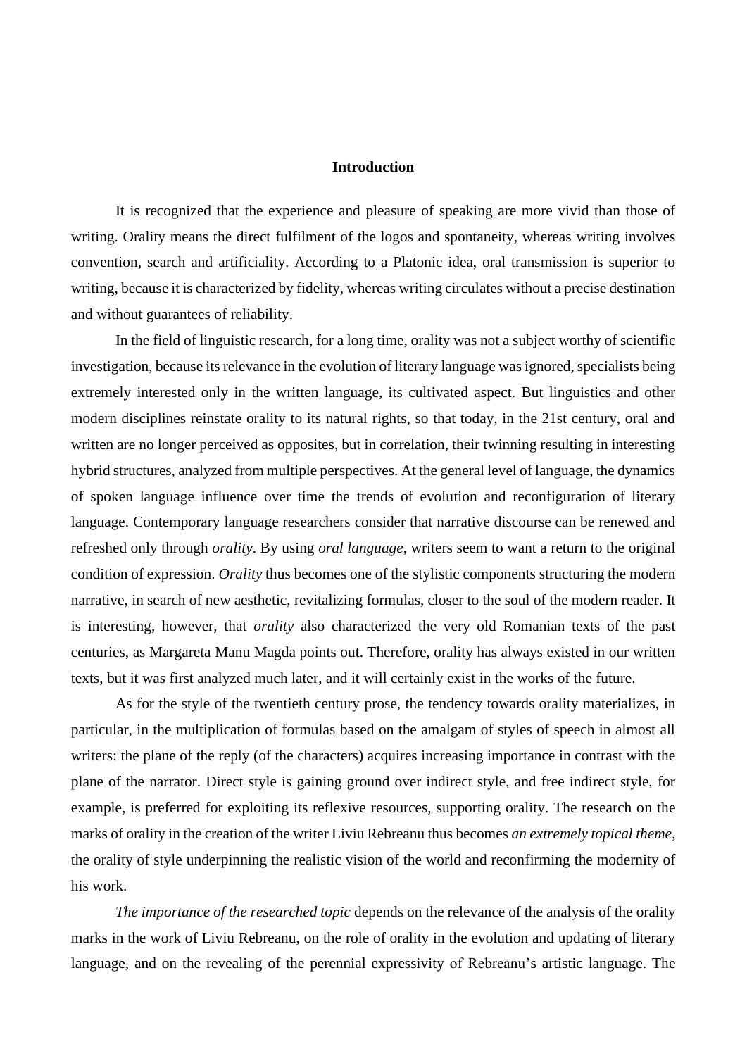## Introduction

It is recognized that the experience and pleasure of speaking are more vivid than those of writing. Orality means the direct fulfilment of the logos and spontaneity, whereas writing involves convention, search and artificiality. According to a Platonic idea, oral transmission is superior to writing, because it is characterized by fidelity, whereas writing circulates without a precise destination and without guarantees of reliability.

In the field of linguistic research, for a long time, orality was not a subject worthy of scientific investigation, because its relevance in the evolution of literary language was ignored, specialists being extremely interested only in the written language, its cultivated aspect. But linguistics and other modern disciplines reinstate orality to its natural rights, so that today, in the 21st century, oral and written are no longer perceived as opposites, but in correlation, their twinning resulting in interesting hybrid structures, analyzed from multiple perspectives. At the general level of language, the dynamics of spoken language influence over time the trends of evolution and reconfiguration of literary language. Contemporary language researchers consider that narrative discourse can be renewed and refreshed only through *orality*. By using *oral language*, writers seem to want a return to the original condition of expression. *Orality* thus becomes one of the stylistic components structuring the modern narrative, in search of new aesthetic, revitalizing formulas, closer to the soul of the modern reader. It is interesting, however, that *orality* also characterized the very old Romanian texts of the past centuries, as Margareta Manu Magda points out. Therefore, orality has always existed in our written texts, but it was first analyzed much later, and it will certainly exist in the works of the future.

As for the style of the twentieth century prose, the tendency towards orality materializes, in particular, in the multiplication of formulas based on the amalgam of styles of speech in almost all writers: the plane of the reply (of the characters) acquires increasing importance in contrast with the plane of the narrator. Direct style is gaining ground over indirect style, and free indirect style, for example, is preferred for exploiting its reflexive resources, supporting orality. The research on the marks of orality in the creation of the writer Liviu Rebreanu thus becomes *an extremely topical theme*, the orality of style underpinning the realistic vision of the world and reconfirming the modernity of his work.

*The importance of the researched topic* depends on the relevance of the analysis of the orality marks in the work of Liviu Rebreanu, on the role of orality in the evolution and updating of literary language, and on the revealing of the perennial expressivity of Rebreanu's artistic language. The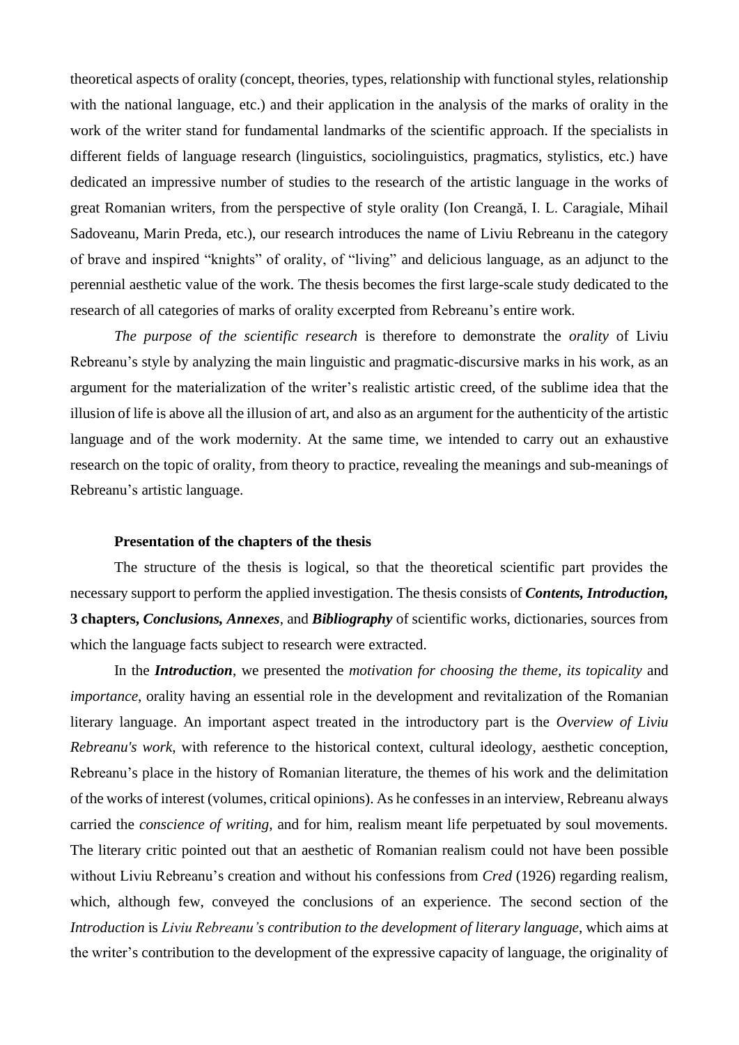theoretical aspects of orality (concept, theories, types, relationship with functional styles, relationship with the national language, etc.) and their application in the analysis of the marks of orality in the work of the writer stand for fundamental landmarks of the scientific approach. If the specialists in different fields of language research (linguistics, sociolinguistics, pragmatics, stylistics, etc.) have dedicated an impressive number of studies to the research of the artistic language in the works of great Romanian writers, from the perspective of style orality (Ion Creangă, I. L. Caragiale, Mihail Sadoveanu, Marin Preda, etc.), our research introduces the name of Liviu Rebreanu in the category of brave and inspired "knights" of orality, of "living" and delicious language, as an adjunct to the perennial aesthetic value of the work. The thesis becomes the first large-scale study dedicated to the research of all categories of marks of orality excerpted from Rebreanu's entire work.

*The purpose of the scientific research* is therefore to demonstrate the *orality* of Liviu Rebreanu's style by analyzing the main linguistic and pragmatic-discursive marks in his work, as an argument for the materialization of the writer's realistic artistic creed, of the sublime idea that the illusion of life is above all the illusion of art, and also as an argument for the authenticity of the artistic language and of the work modernity. At the same time, we intended to carry out an exhaustive research on the topic of orality, from theory to practice, revealing the meanings and sub-meanings of Rebreanu's artistic language.

**Presentation of the chapters of the thesis**

The structure of the thesis is logical, so that the theoretical scientific part provides the necessary support to perform the applied investigation. The thesis consists of ***Contents, Introduction,* 3 chapters, *Conclusions, Annexes***, and ***Bibliography*** of scientific works, dictionaries, sources from which the language facts subject to research were extracted.

In the ***Introduction***, we presented the *motivation for choosing the theme, its topicality* and *importance*, orality having an essential role in the development and revitalization of the Romanian literary language. An important aspect treated in the introductory part is the *Overview of Liviu Rebreanu's work*, with reference to the historical context, cultural ideology, aesthetic conception, Rebreanu's place in the history of Romanian literature, the themes of his work and the delimitation of the works of interest (volumes, critical opinions). As he confesses in an interview, Rebreanu always carried the *conscience of writing*, and for him, realism meant life perpetuated by soul movements. The literary critic pointed out that an aesthetic of Romanian realism could not have been possible without Liviu Rebreanu's creation and without his confessions from *Cred* (1926) regarding realism, which, although few, conveyed the conclusions of an experience. The second section of the *Introduction* is *Liviu Rebreanu's contribution to the development of literary language*, which aims at the writer's contribution to the development of the expressive capacity of language, the originality of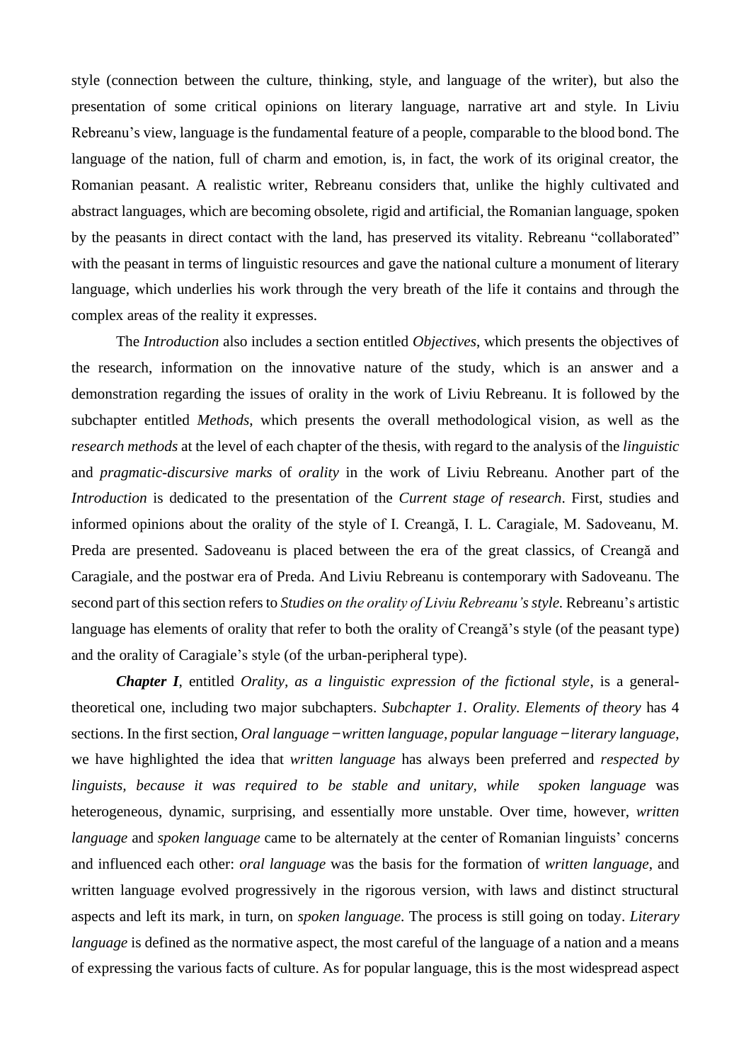style (connection between the culture, thinking, style, and language of the writer), but also the presentation of some critical opinions on literary language, narrative art and style. In Liviu Rebreanu's view, language is the fundamental feature of a people, comparable to the blood bond. The language of the nation, full of charm and emotion, is, in fact, the work of its original creator, the Romanian peasant. A realistic writer, Rebreanu considers that, unlike the highly cultivated and abstract languages, which are becoming obsolete, rigid and artificial, the Romanian language, spoken by the peasants in direct contact with the land, has preserved its vitality. Rebreanu "collaborated" with the peasant in terms of linguistic resources and gave the national culture a monument of literary language, which underlies his work through the very breath of the life it contains and through the complex areas of the reality it expresses.

The *Introduction* also includes a section entitled *Objectives*, which presents the objectives of the research, information on the innovative nature of the study, which is an answer and a demonstration regarding the issues of orality in the work of Liviu Rebreanu. It is followed by the subchapter entitled *Methods*, which presents the overall methodological vision, as well as the *research methods* at the level of each chapter of the thesis, with regard to the analysis of the *linguistic* and *pragmatic-discursive marks* of *orality* in the work of Liviu Rebreanu. Another part of the *Introduction* is dedicated to the presentation of the *Current stage of research*. First, studies and informed opinions about the orality of the style of I. Creangă, I. L. Caragiale, M. Sadoveanu, M. Preda are presented. Sadoveanu is placed between the era of the great classics, of Creangă and Caragiale, and the postwar era of Preda. And Liviu Rebreanu is contemporary with Sadoveanu. The second part of this section refers to *Studies on the orality of Liviu Rebreanu's style.* Rebreanu's artistic language has elements of orality that refer to both the orality of Creangă's style (of the peasant type) and the orality of Caragiale's style (of the urban-peripheral type).

***Chapter I***, entitled *Orality, as a linguistic expression of the fictional style*, is a general-theoretical one, including two major subchapters. *Subchapter 1. Orality. Elements of theory* has 4 sections. In the first section, *Oral language − written language*, *popular language − literary language*, we have highlighted the idea that *written language* has always been preferred and *respected by linguists, because it was required to be stable and unitary, while spoken language* was heterogeneous, dynamic, surprising, and essentially more unstable. Over time, however, *written language* and *spoken language* came to be alternately at the center of Romanian linguists' concerns and influenced each other: *oral language* was the basis for the formation of *written language*, and written language evolved progressively in the rigorous version, with laws and distinct structural aspects and left its mark, in turn, on *spoken language*. The process is still going on today. *Literary language* is defined as the normative aspect, the most careful of the language of a nation and a means of expressing the various facts of culture. As for popular language, this is the most widespread aspect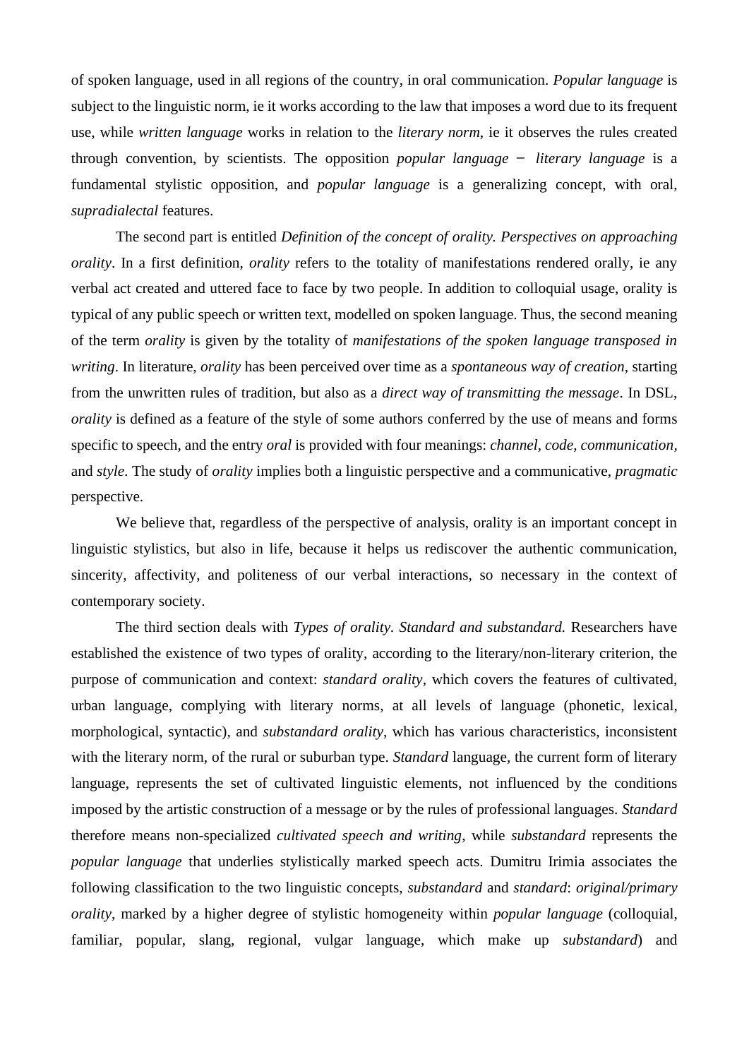of spoken language, used in all regions of the country, in oral communication. *Popular language* is subject to the linguistic norm, ie it works according to the law that imposes a word due to its frequent use, while *written language* works in relation to the *literary norm*, ie it observes the rules created through convention, by scientists. The opposition *popular language* − *literary language* is a fundamental stylistic opposition, and *popular language* is a generalizing concept, with oral, *supradialectal* features.

The second part is entitled *Definition of the concept of orality. Perspectives on approaching orality*. In a first definition, *orality* refers to the totality of manifestations rendered orally, ie any verbal act created and uttered face to face by two people. In addition to colloquial usage, orality is typical of any public speech or written text, modelled on spoken language. Thus, the second meaning of the term *orality* is given by the totality of *manifestations of the spoken language transposed in writing*. In literature, *orality* has been perceived over time as a *spontaneous way of creation*, starting from the unwritten rules of tradition, but also as a *direct way of transmitting the message*. In DSL, *orality* is defined as a feature of the style of some authors conferred by the use of means and forms specific to speech, and the entry *oral* is provided with four meanings: *channel, code, communication*, and *style*. The study of *orality* implies both a linguistic perspective and a communicative, *pragmatic* perspective.

We believe that, regardless of the perspective of analysis, orality is an important concept in linguistic stylistics, but also in life, because it helps us rediscover the authentic communication, sincerity, affectivity, and politeness of our verbal interactions, so necessary in the context of contemporary society.

The third section deals with *Types of orality. Standard and substandard.* Researchers have established the existence of two types of orality, according to the literary/non-literary criterion, the purpose of communication and context: *standard orality*, which covers the features of cultivated, urban language, complying with literary norms, at all levels of language (phonetic, lexical, morphological, syntactic), and *substandard orality*, which has various characteristics, inconsistent with the literary norm, of the rural or suburban type. *Standard* language, the current form of literary language, represents the set of cultivated linguistic elements, not influenced by the conditions imposed by the artistic construction of a message or by the rules of professional languages. *Standard* therefore means non-specialized *cultivated speech and writing*, while *substandard* represents the *popular language* that underlies stylistically marked speech acts. Dumitru Irimia associates the following classification to the two linguistic concepts, *substandard* and *standard*: *original/primary orality*, marked by a higher degree of stylistic homogeneity within *popular language* (colloquial, familiar, popular, slang, regional, vulgar language, which make up *substandard*) and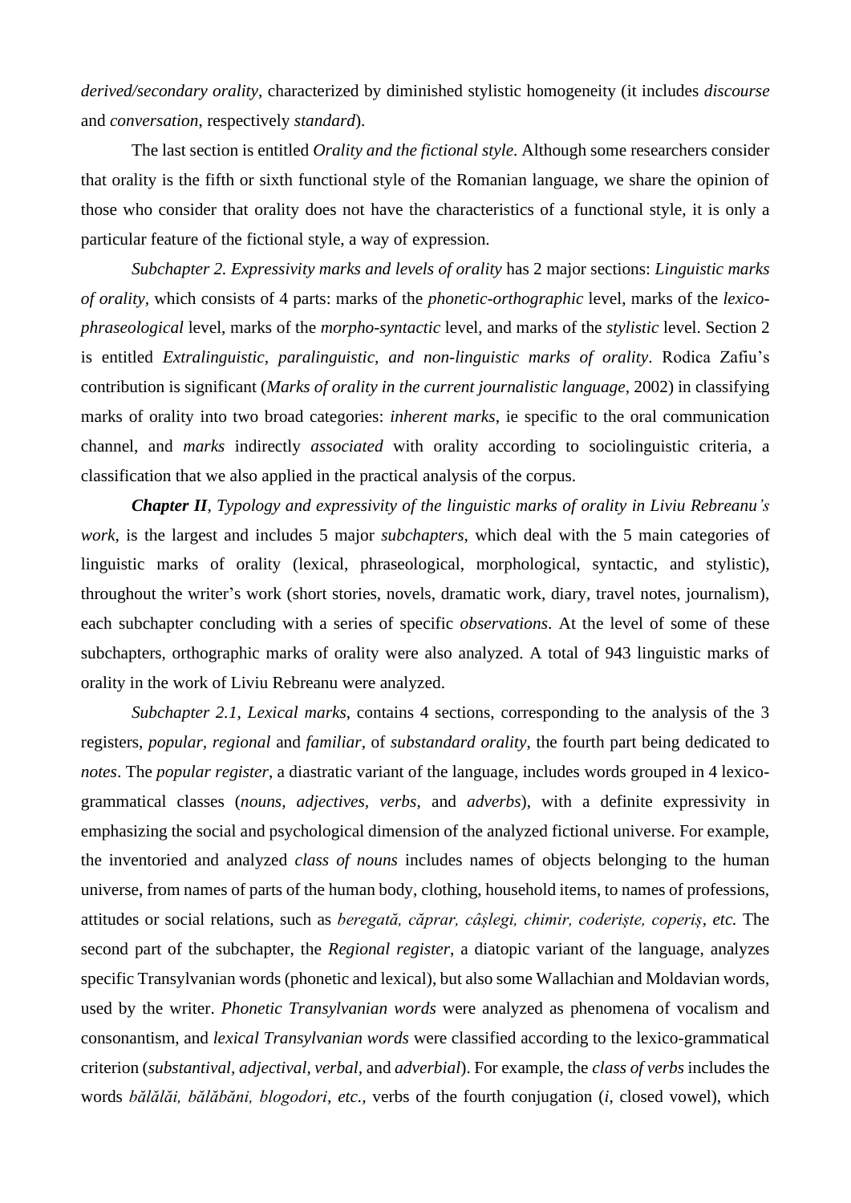*derived/secondary orality*, characterized by diminished stylistic homogeneity (it includes *discourse* and *conversation*, respectively *standard*).

The last section is entitled *Orality and the fictional style*. Although some researchers consider that orality is the fifth or sixth functional style of the Romanian language, we share the opinion of those who consider that orality does not have the characteristics of a functional style, it is only a particular feature of the fictional style, a way of expression.

*Subchapter 2. Expressivity marks and levels of orality* has 2 major sections: *Linguistic marks of orality*, which consists of 4 parts: marks of the *phonetic-orthographic* level, marks of the *lexico-phraseological* level, marks of the *morpho-syntactic* level, and marks of the *stylistic* level. Section 2 is entitled *Extralinguistic, paralinguistic, and non-linguistic marks of orality*. Rodica Zafiu's contribution is significant (*Marks of orality in the current journalistic language*, 2002) in classifying marks of orality into two broad categories: *inherent marks*, ie specific to the oral communication channel, and *marks* indirectly *associated* with orality according to sociolinguistic criteria, a classification that we also applied in the practical analysis of the corpus.

***Chapter II***, *Typology and expressivity of the linguistic marks of orality in Liviu Rebreanu's work*, is the largest and includes 5 major *subchapters*, which deal with the 5 main categories of linguistic marks of orality (lexical, phraseological, morphological, syntactic, and stylistic), throughout the writer's work (short stories, novels, dramatic work, diary, travel notes, journalism), each subchapter concluding with a series of specific *observations*. At the level of some of these subchapters, orthographic marks of orality were also analyzed. A total of 943 linguistic marks of orality in the work of Liviu Rebreanu were analyzed.

*Subchapter 2.1, Lexical marks*, contains 4 sections, corresponding to the analysis of the 3 registers, *popular, regional* and *familiar*, of *substandard orality*, the fourth part being dedicated to *notes*. The *popular register*, a diastratic variant of the language, includes words grouped in 4 lexico-grammatical classes (*nouns, adjectives, verbs*, and *adverbs*), with a definite expressivity in emphasizing the social and psychological dimension of the analyzed fictional universe. For example, the inventoried and analyzed *class of nouns* includes names of objects belonging to the human universe, from names of parts of the human body, clothing, household items, to names of professions, attitudes or social relations, such as *beregată, căprar, cârlegi, chimir, coderiște, coperiș, etc.* The second part of the subchapter, the *Regional register*, a diatopic variant of the language, analyzes specific Transylvanian words (phonetic and lexical), but also some Wallachian and Moldavian words, used by the writer. *Phonetic Transylvanian words* were analyzed as phenomena of vocalism and consonantism, and *lexical Transylvanian words* were classified according to the lexico-grammatical criterion (*substantival, adjectival, verbal*, and *adverbial*). For example, the *class of verbs* includes the words *bălălăi, bălăbăni, blogodori, etc.*, verbs of the fourth conjugation (*i*, closed vowel), which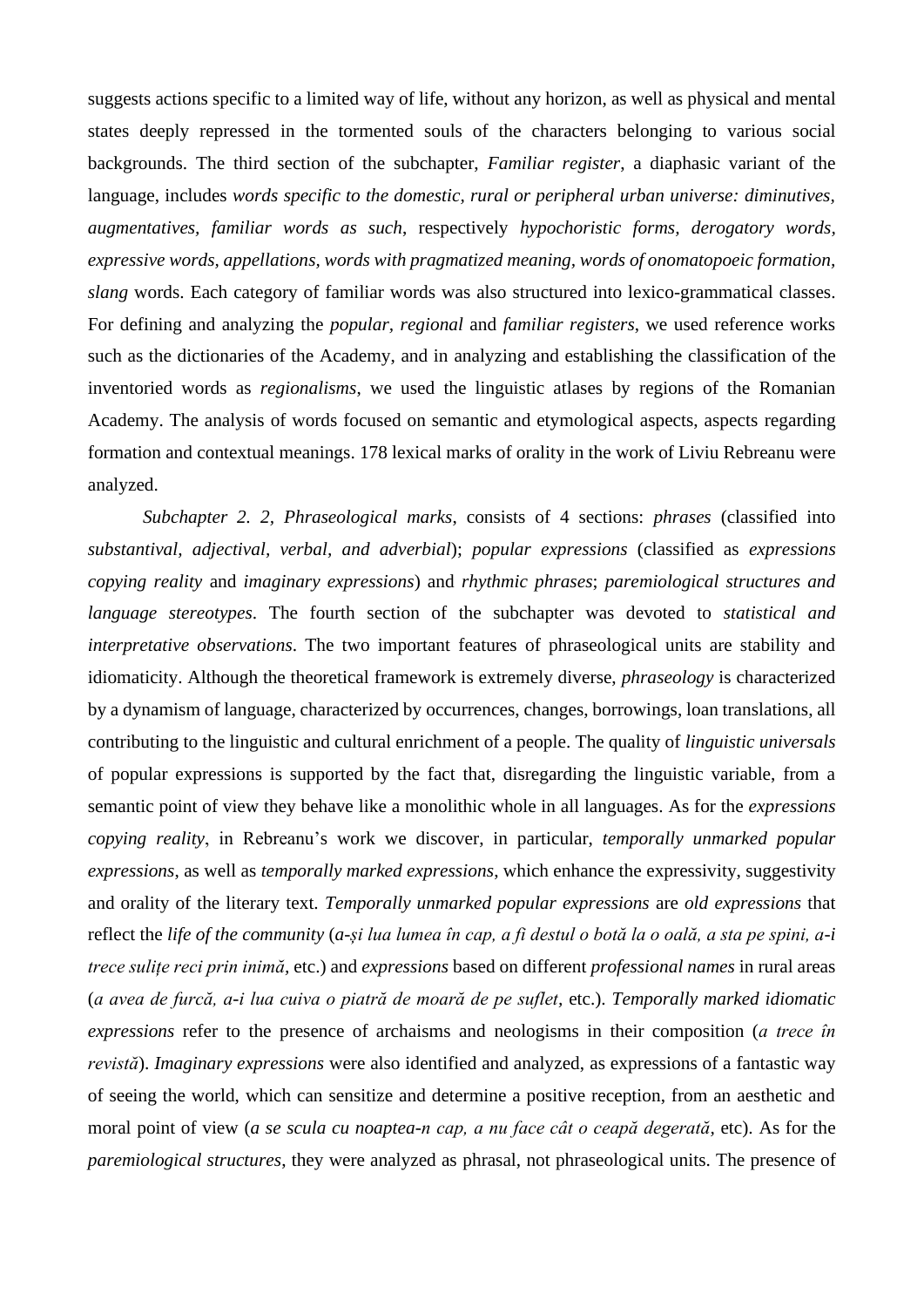suggests actions specific to a limited way of life, without any horizon, as well as physical and mental states deeply repressed in the tormented souls of the characters belonging to various social backgrounds. The third section of the subchapter, *Familiar register*, a diaphasic variant of the language, includes *words specific to the domestic, rural or peripheral urban universe: diminutives, augmentatives, familiar words as such*, respectively *hypochoristic forms, derogatory words, expressive words, appellations, words with pragmatized meaning, words of onomatopoeic formation, slang* words. Each category of familiar words was also structured into lexico-grammatical classes. For defining and analyzing the *popular, regional* and *familiar registers*, we used reference works such as the dictionaries of the Academy, and in analyzing and establishing the classification of the inventoried words as *regionalisms*, we used the linguistic atlases by regions of the Romanian Academy. The analysis of words focused on semantic and etymological aspects, aspects regarding formation and contextual meanings. 178 lexical marks of orality in the work of Liviu Rebreanu were analyzed.

*Subchapter 2. 2, Phraseological marks*, consists of 4 sections: *phrases* (classified into *substantival, adjectival, verbal, and adverbial*); *popular expressions* (classified as *expressions copying reality* and *imaginary expressions*) and *rhythmic phrases*; *paremiological structures and language stereotypes*. The fourth section of the subchapter was devoted to *statistical and interpretative observations*. The two important features of phraseological units are stability and idiomaticity. Although the theoretical framework is extremely diverse, *phraseology* is characterized by a dynamism of language, characterized by occurrences, changes, borrowings, loan translations, all contributing to the linguistic and cultural enrichment of a people. The quality of *linguistic universals* of popular expressions is supported by the fact that, disregarding the linguistic variable, from a semantic point of view they behave like a monolithic whole in all languages. As for the *expressions copying reality*, in Rebreanu's work we discover, in particular, *temporally unmarked popular expressions*, as well as *temporally marked expressions*, which enhance the expressivity, suggestivity and orality of the literary text. *Temporally unmarked popular expressions* are *old expressions* that reflect the *life of the community* (*a-și lua lumea în cap, a fi destul o botă la o oală, a sta pe spini, a-i trece sulițe reci prin inimă*, etc.) and *expressions* based on different *professional names* in rural areas (*a avea de furcă, a-i lua cuiva o piatră de moară de pe suflet*, etc.). *Temporally marked idiomatic expressions* refer to the presence of archaisms and neologisms in their composition (*a trece în revistă*). *Imaginary expressions* were also identified and analyzed, as expressions of a fantastic way of seeing the world, which can sensitize and determine a positive reception, from an aesthetic and moral point of view (*a se scula cu noaptea-n cap, a nu face cât o ceapă degerată*, etc). As for the *paremiological structures*, they were analyzed as phrasal, not phraseological units. The presence of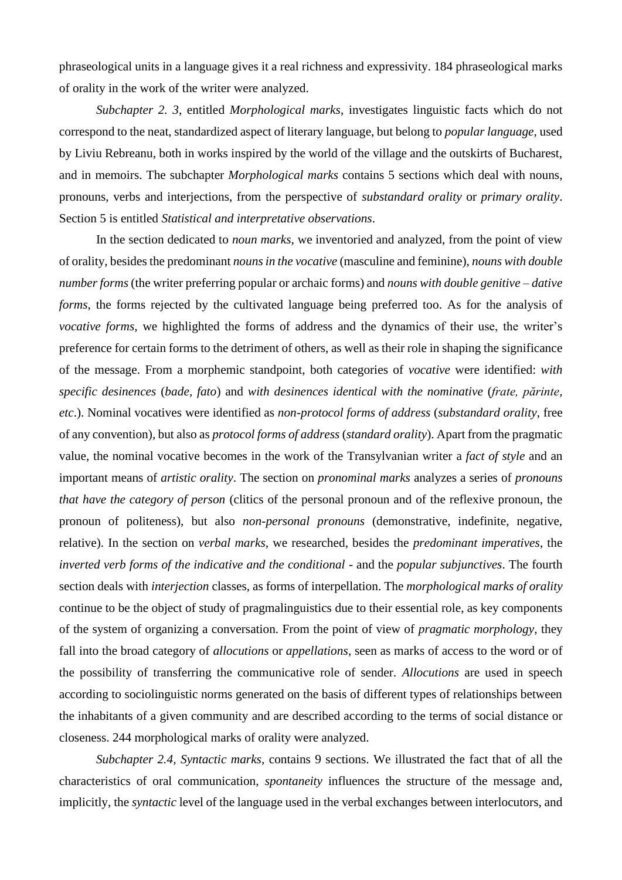phraseological units in a language gives it a real richness and expressivity. 184 phraseological marks of orality in the work of the writer were analyzed.

*Subchapter 2. 3*, entitled *Morphological marks*, investigates linguistic facts which do not correspond to the neat, standardized aspect of literary language, but belong to *popular language*, used by Liviu Rebreanu, both in works inspired by the world of the village and the outskirts of Bucharest, and in memoirs. The subchapter *Morphological marks* contains 5 sections which deal with nouns, pronouns, verbs and interjections, from the perspective of *substandard orality* or *primary orality*. Section 5 is entitled *Statistical and interpretative observations*.

In the section dedicated to *noun marks*, we inventoried and analyzed, from the point of view of orality, besides the predominant *nouns in the vocative* (masculine and feminine), *nouns with double number forms* (the writer preferring popular or archaic forms) and *nouns with double genitive – dative forms*, the forms rejected by the cultivated language being preferred too. As for the analysis of *vocative forms*, we highlighted the forms of address and the dynamics of their use, the writer's preference for certain forms to the detriment of others, as well as their role in shaping the significance of the message. From a morphemic standpoint, both categories of *vocative* were identified: *with specific desinences* (*bade, fato*) and *with desinences identical with the nominative* (*frate, părinte, etc*.). Nominal vocatives were identified as *non-protocol forms of address* (*substandard orality*, free of any convention), but also as *protocol forms of address* (*standard orality*). Apart from the pragmatic value, the nominal vocative becomes in the work of the Transylvanian writer a *fact of style* and an important means of *artistic orality*. The section on *pronominal marks* analyzes a series of *pronouns that have the category of person* (clitics of the personal pronoun and of the reflexive pronoun, the pronoun of politeness), but also *non-personal pronouns* (demonstrative, indefinite, negative, relative). In the section on *verbal marks*, we researched, besides the *predominant imperatives*, the *inverted verb forms of the indicative and the conditional* - and the *popular subjunctives*. The fourth section deals with *interjection* classes, as forms of interpellation. The *morphological marks of orality* continue to be the object of study of pragmalinguistics due to their essential role, as key components of the system of organizing a conversation. From the point of view of *pragmatic morphology*, they fall into the broad category of *allocutions* or *appellations*, seen as marks of access to the word or of the possibility of transferring the communicative role of sender. *Allocutions* are used in speech according to sociolinguistic norms generated on the basis of different types of relationships between the inhabitants of a given community and are described according to the terms of social distance or closeness. 244 morphological marks of orality were analyzed.

*Subchapter 2.4*, *Syntactic marks*, contains 9 sections. We illustrated the fact that of all the characteristics of oral communication, *spontaneity* influences the structure of the message and, implicitly, the *syntactic* level of the language used in the verbal exchanges between interlocutors, and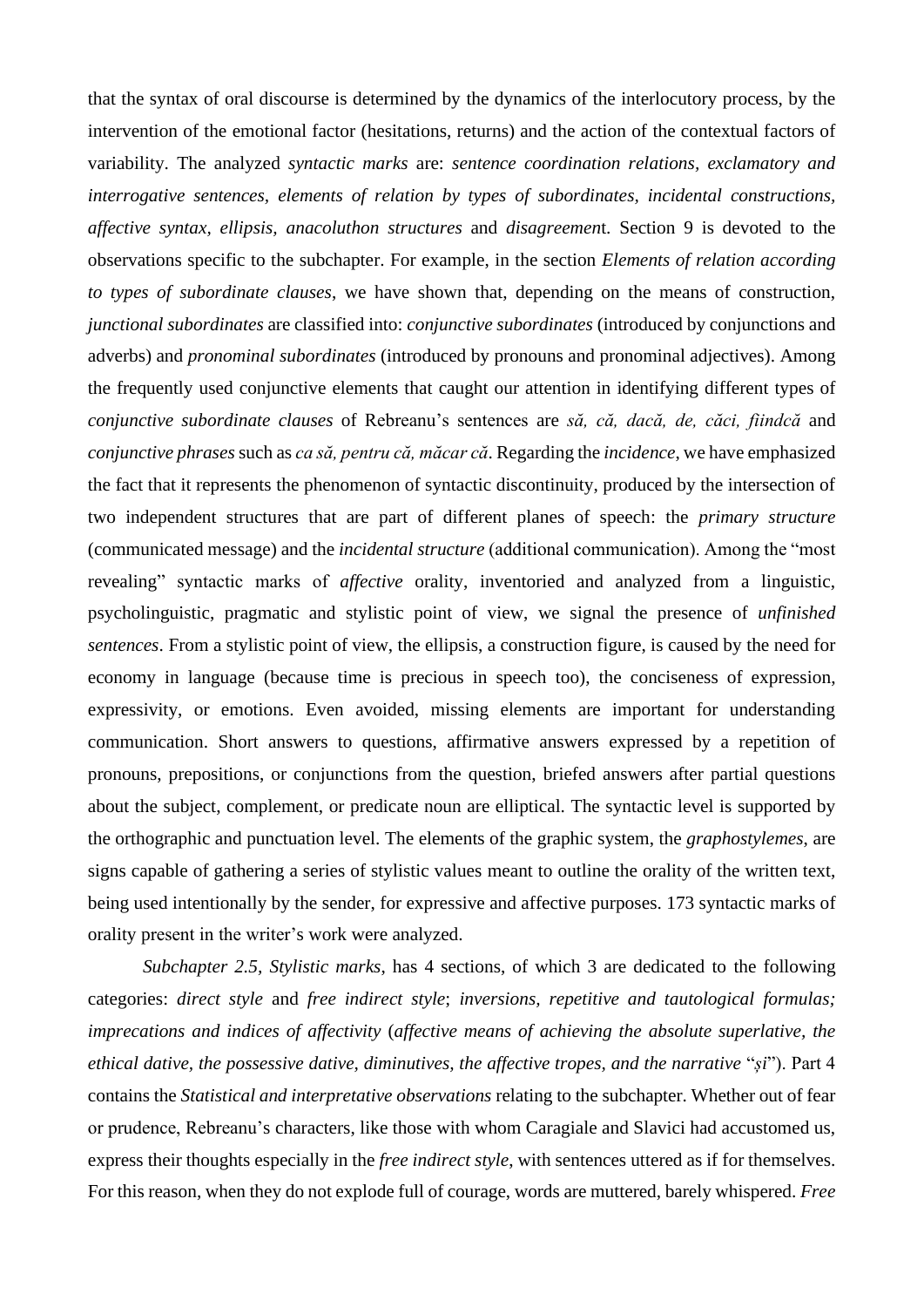that the syntax of oral discourse is determined by the dynamics of the interlocutory process, by the intervention of the emotional factor (hesitations, returns) and the action of the contextual factors of variability. The analyzed *syntactic marks* are: *sentence coordination relations*, *exclamatory and interrogative sentences, elements of relation by types of subordinates, incidental constructions, affective syntax, ellipsis, anacoluthon structures* and *disagreemen*t. Section 9 is devoted to the observations specific to the subchapter. For example, in the section *Elements of relation according to types of subordinate clauses*, we have shown that, depending on the means of construction, *junctional subordinates* are classified into: *conjunctive subordinates* (introduced by conjunctions and adverbs) and *pronominal subordinates* (introduced by pronouns and pronominal adjectives). Among the frequently used conjunctive elements that caught our attention in identifying different types of *conjunctive subordinate clauses* of Rebreanu's sentences are *să, că, dacă, de, căci, fiindcă* and *conjunctive phrases* such as *ca să, pentru că, măcar că*. Regarding the *incidence*, we have emphasized the fact that it represents the phenomenon of syntactic discontinuity, produced by the intersection of two independent structures that are part of different planes of speech: the *primary structure* (communicated message) and the *incidental structure* (additional communication). Among the "most revealing" syntactic marks of *affective* orality, inventoried and analyzed from a linguistic, psycholinguistic, pragmatic and stylistic point of view, we signal the presence of *unfinished sentences*. From a stylistic point of view, the ellipsis, a construction figure, is caused by the need for economy in language (because time is precious in speech too), the conciseness of expression, expressivity, or emotions. Even avoided, missing elements are important for understanding communication. Short answers to questions, affirmative answers expressed by a repetition of pronouns, prepositions, or conjunctions from the question, briefed answers after partial questions about the subject, complement, or predicate noun are elliptical. The syntactic level is supported by the orthographic and punctuation level. The elements of the graphic system, the *graphostylemes*, are signs capable of gathering a series of stylistic values meant to outline the orality of the written text, being used intentionally by the sender, for expressive and affective purposes. 173 syntactic marks of orality present in the writer's work were analyzed.

*Subchapter 2.5, Stylistic marks*, has 4 sections, of which 3 are dedicated to the following categories: *direct style* and *free indirect style*; *inversions, repetitive and tautological formulas; imprecations and indices of affectivity* (*affective means of achieving the absolute superlative, the ethical dative, the possessive dative, diminutives, the affective tropes, and the narrative* "*și*"). Part 4 contains the *Statistical and interpretative observations* relating to the subchapter. Whether out of fear or prudence, Rebreanu's characters, like those with whom Caragiale and Slavici had accustomed us, express their thoughts especially in the *free indirect style*, with sentences uttered as if for themselves. For this reason, when they do not explode full of courage, words are muttered, barely whispered. *Free*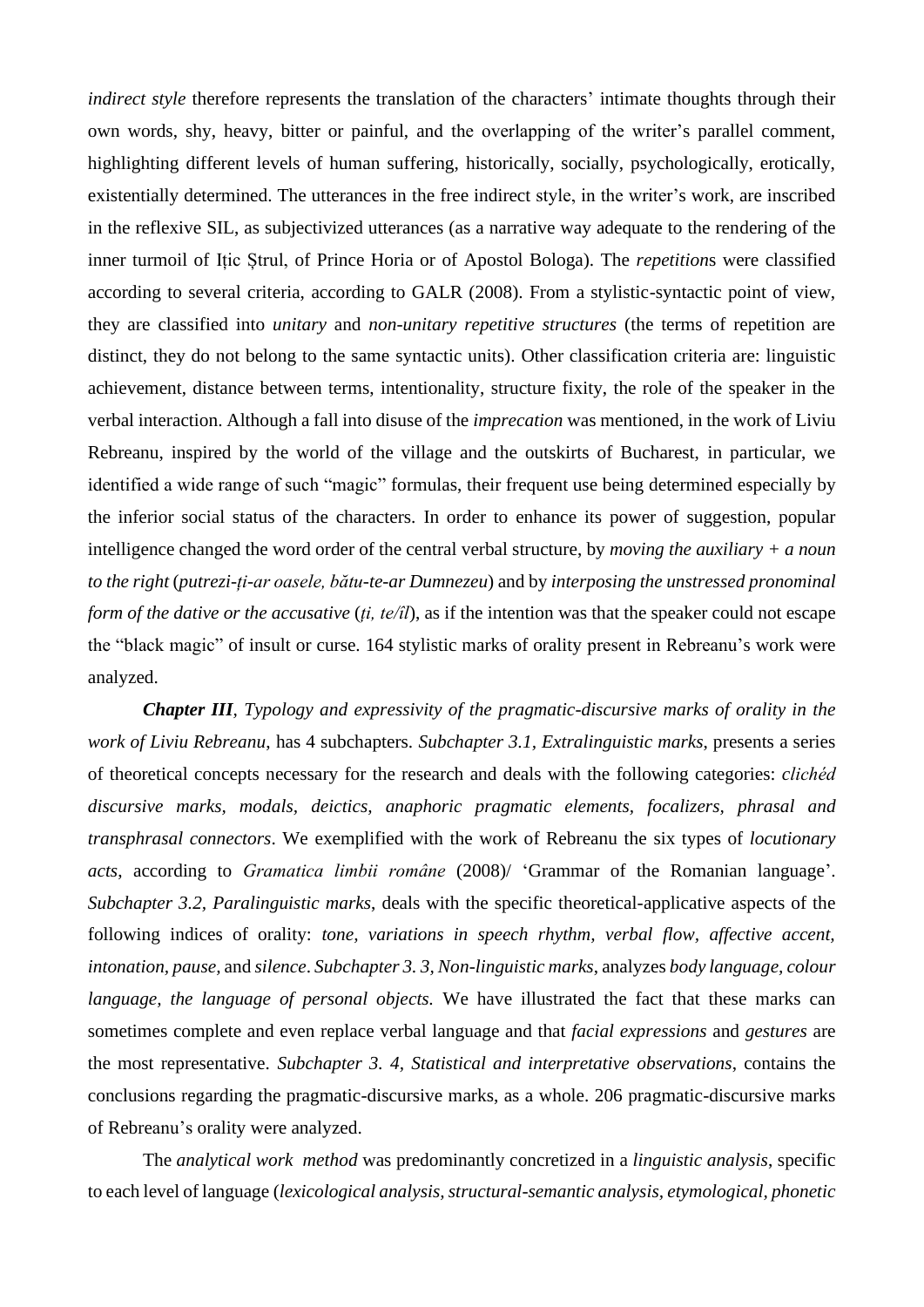*indirect style* therefore represents the translation of the characters' intimate thoughts through their own words, shy, heavy, bitter or painful, and the overlapping of the writer's parallel comment, highlighting different levels of human suffering, historically, socially, psychologically, erotically, existentially determined. The utterances in the free indirect style, in the writer's work, are inscribed in the reflexive SIL, as subjectivized utterances (as a narrative way adequate to the rendering of the inner turmoil of Ițic Ștrul, of Prince Horia or of Apostol Bologa). The *repetition*s were classified according to several criteria, according to GALR (2008). From a stylistic-syntactic point of view, they are classified into *unitary* and *non-unitary repetitive structures* (the terms of repetition are distinct, they do not belong to the same syntactic units). Other classification criteria are: linguistic achievement, distance between terms, intentionality, structure fixity, the role of the speaker in the verbal interaction. Although a fall into disuse of the *imprecation* was mentioned, in the work of Liviu Rebreanu, inspired by the world of the village and the outskirts of Bucharest, in particular, we identified a wide range of such "magic" formulas, their frequent use being determined especially by the inferior social status of the characters. In order to enhance its power of suggestion, popular intelligence changed the word order of the central verbal structure, by *moving the auxiliary + a noun to the right* (*putrezi-ți-ar oasele, bătu-te-ar Dumnezeu*) and by *interposing the unstressed pronominal form of the dative or the accusative* (*ți, te/îl*), as if the intention was that the speaker could not escape the "black magic" of insult or curse. 164 stylistic marks of orality present in Rebreanu's work were analyzed.

***Chapter III***, *Typology and expressivity of the pragmatic-discursive marks of orality in the work of Liviu Rebreanu*, has 4 subchapters. *Subchapter 3.1, Extralinguistic marks*, presents a series of theoretical concepts necessary for the research and deals with the following categories: *clichéd discursive marks, modals, deictics, anaphoric pragmatic elements, focalizers, phrasal and transphrasal connectors*. We exemplified with the work of Rebreanu the six types of *locutionary acts*, according to *Gramatica limbii române* (2008)/ 'Grammar of the Romanian language'. *Subchapter 3.2, Paralinguistic marks*, deals with the specific theoretical-applicative aspects of the following indices of orality: *tone, variations in speech rhythm, verbal flow, affective accent, intonation, pause,* and *silence*. *Subchapter 3. 3, Non-linguistic marks*, analyzes *body language, colour language, the language of personal objects.* We have illustrated the fact that these marks can sometimes complete and even replace verbal language and that *facial expressions* and *gestures* are the most representative. *Subchapter 3. 4, Statistical and interpretative observations*, contains the conclusions regarding the pragmatic-discursive marks, as a whole. 206 pragmatic-discursive marks of Rebreanu's orality were analyzed.

The *analytical work method* was predominantly concretized in a *linguistic analysis*, specific to each level of language (*lexicological analysis, structural-semantic analysis, etymological, phonetic*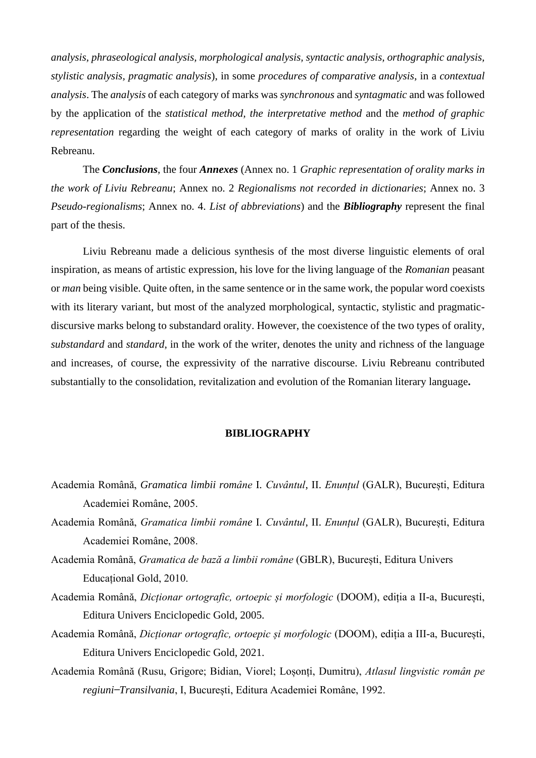*analysis, phraseological analysis, morphological analysis, syntactic analysis, orthographic analysis, stylistic analysis, pragmatic analysis*), in some *procedures of comparative analysis*, in a *contextual analysis*. The *analysis* of each category of marks was *synchronous* and *syntagmatic* and was followed by the application of the *statistical method, the interpretative method* and the *method of graphic representation* regarding the weight of each category of marks of orality in the work of Liviu Rebreanu.

The ***Conclusions***, the four ***Annexes*** (Annex no. 1 *Graphic representation of orality marks in the work of Liviu Rebreanu*; Annex no. 2 *Regionalisms not recorded in dictionaries*; Annex no. 3 *Pseudo-regionalisms*; Annex no. 4. *List of abbreviations*) and the ***Bibliography*** represent the final part of the thesis.

Liviu Rebreanu made a delicious synthesis of the most diverse linguistic elements of oral inspiration, as means of artistic expression, his love for the living language of the *Romanian* peasant or *man* being visible. Quite often, in the same sentence or in the same work, the popular word coexists with its literary variant, but most of the analyzed morphological, syntactic, stylistic and pragmatic-discursive marks belong to substandard orality. However, the coexistence of the two types of orality, *substandard* and *standard*, in the work of the writer, denotes the unity and richness of the language and increases, of course, the expressivity of the narrative discourse. Liviu Rebreanu contributed substantially to the consolidation, revitalization and evolution of the Romanian literary language**.**

## BIBLIOGRAPHY

Academia Română, *Gramatica limbii române* I. *Cuvântul*, II. *Enunțul* (GALR), București, Editura Academiei Române, 2005.

Academia Română, *Gramatica limbii române* I. *Cuvântul*, II. *Enunțul* (GALR), București, Editura Academiei Române, 2008.

Academia Română, *Gramatica de bază a limbii române* (GBLR), București, Editura Univers Educațional Gold, 2010.

Academia Română, *Dicționar ortografic, ortoepic și morfologic* (DOOM), ediția a II-a, București, Editura Univers Enciclopedic Gold, 2005.

Academia Română, *Dicționar ortografic, ortoepic și morfologic* (DOOM), ediția a III-a, București, Editura Univers Enciclopedic Gold, 2021.

Academia Română (Rusu, Grigore; Bidian, Viorel; Loșonți, Dumitru), *Atlasul lingvistic român pe regiuni‒Transilvania*, I, București, Editura Academiei Române, 1992.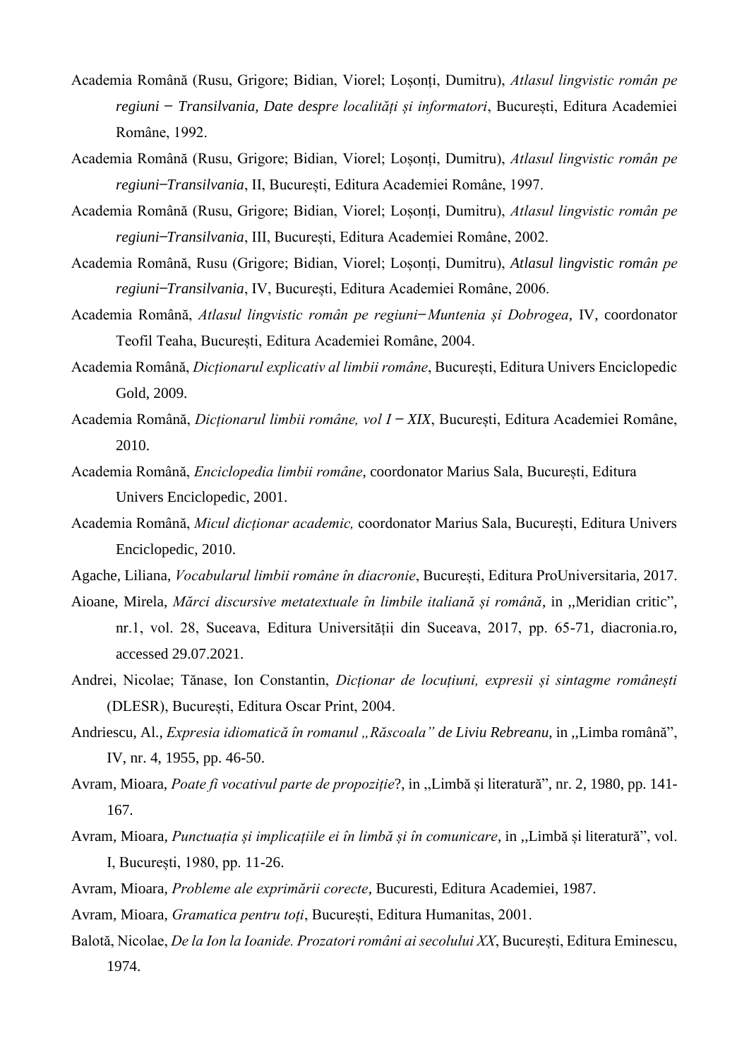Academia Română (Rusu, Grigore; Bidian, Viorel; Loşonţi, Dumitru), *Atlasul lingvistic român pe regiuni − Transilvania, Date despre localităţi şi informatori*, Bucureşti, Editura Academiei Române, 1992.

Academia Română (Rusu, Grigore; Bidian, Viorel; Loşonţi, Dumitru), *Atlasul lingvistic român pe regiuni−Transilvania*, II, Bucureşti, Editura Academiei Române, 1997.

Academia Română (Rusu, Grigore; Bidian, Viorel; Loşonţi, Dumitru), *Atlasul lingvistic român pe regiuni−Transilvania*, III, Bucureşti, Editura Academiei Române, 2002.

Academia Română, Rusu (Grigore; Bidian, Viorel; Loşonţi, Dumitru), *Atlasul lingvistic român pe regiuni−Transilvania*, IV, Bucureşti, Editura Academiei Române, 2006.

Academia Română, *Atlasul lingvistic român pe regiuni−Muntenia şi Dobrogea*, IV, coordonator Teofil Teaha, Bucureşti, Editura Academiei Române, 2004.

Academia Română, *Dicţionarul explicativ al limbii române*, Bucureşti, Editura Univers Enciclopedic Gold, 2009.

Academia Română, *Dicţionarul limbii române, vol I − XIX*, Bucureşti, Editura Academiei Române, 2010.

Academia Română, *Enciclopedia limbii române*, coordonator Marius Sala, Bucureşti, Editura Univers Enciclopedic, 2001.

Academia Română, *Micul dicţionar academic,* coordonator Marius Sala, Bucureşti, Editura Univers Enciclopedic, 2010.

Agache, Liliana, *Vocabularul limbii române în diacronie*, Bucureşti, Editura ProUniversitaria, 2017.

Aioane, Mirela, *Mărci discursive metatextuale în limbile italiană şi română*, in ,,Meridian critic", nr.1, vol. 28, Suceava, Editura Universităţii din Suceava, 2017, pp. 65-71, diacronia.ro, accessed 29.07.2021.

Andrei, Nicolae; Tănase, Ion Constantin, *Dicţionar de locuţiuni, expresii şi sintagme româneşti* (DLESR), Bucureşti, Editura Oscar Print, 2004.

Andriescu, Al., *Expresia idiomatică în romanul „Răscoala" de Liviu Rebreanu*, in ,,Limba română", IV, nr. 4, 1955, pp. 46-50.

Avram, Mioara, *Poate fi vocativul parte de propoziţie*?, in ,,Limbă şi literatură", nr. 2, 1980, pp. 141-167.

Avram, Mioara, *Punctuaţia şi implicaţiile ei în limbă şi în comunicare*, in ,,Limbă şi literatură", vol. I, Bucureşti, 1980, pp. 11-26.

Avram, Mioara, *Probleme ale exprimării corecte*, Bucuresti, Editura Academiei, 1987.

Avram, Mioara, *Gramatica pentru toţi*, Bucureşti, Editura Humanitas, 2001.

Balotă, Nicolae, *De la Ion la Ioanide. Prozatori români ai secolului XX*, Bucureşti, Editura Eminescu, 1974.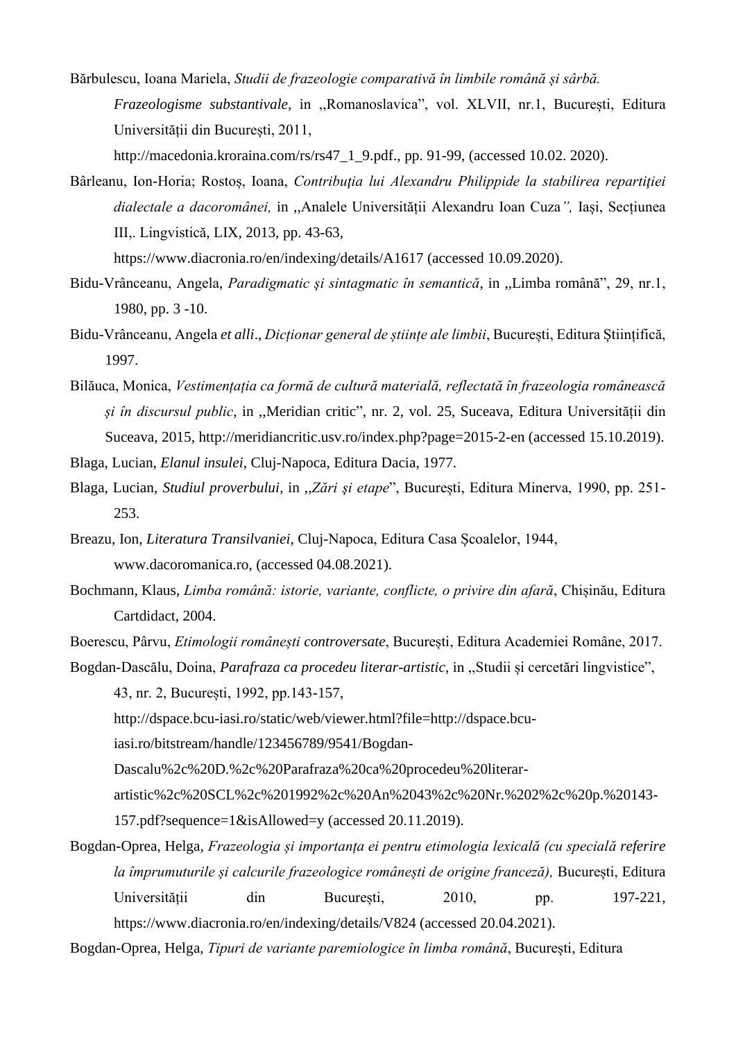Bărbulescu, Ioana Mariela, *Studii de frazeologie comparativă în limbile română și sârbă. Frazeologisme substantivale,* in ,,Romanoslavica", vol. XLVII, nr.1, București, Editura Universității din București, 2011, http://macedonia.kroraina.com/rs/rs47_1_9.pdf., pp. 91-99, (accessed 10.02. 2020).

Bârleanu, Ion-Horia; Rostoș, Ioana, *Contribuția lui Alexandru Philippide la stabilirea repartiției dialectale a dacoromânei,* in ,,Analele Universității Alexandru Ioan Cuza*",* Iași, Secțiunea III,. Lingvistică, LIX, 2013, pp. 43-63, https://www.diacronia.ro/en/indexing/details/A1617 (accessed 10.09.2020).

Bidu-Vrânceanu, Angela, *Paradigmatic şi sintagmatic în semantică*, in ,,Limba română", 29, nr.1, 1980, pp. 3 -10.

Bidu-Vrânceanu, Angela *et alli*., *Dicționar general de științe ale limbii*, București, Editura Științifică, 1997.

Bilăuca, Monica, *Vestimentația ca formă de cultură materială, reflectată în frazeologia românească și în discursul public*, in ,,Meridian critic", nr. 2, vol. 25, Suceava, Editura Universității din Suceava, 2015, http://meridiancritic.usv.ro/index.php?page=2015-2-en (accessed 15.10.2019).

Blaga, Lucian, *Elanul insulei*, Cluj-Napoca, Editura Dacia, 1977.

Blaga, Lucian, *Studiul proverbului*, in ,,*Zări şi etape*", București, Editura Minerva, 1990, pp. 251-253.

Breazu, Ion, *Literatura Transilvaniei*, Cluj-Napoca, Editura Casa Școalelor, 1944, www.dacoromanica.ro, (accessed 04.08.2021).

Bochmann, Klaus, *Limba română: istorie, variante, conflicte, o privire din afară*, Chișinău, Editura Cartdidact, 2004.

Boerescu, Pârvu, *Etimologii românești controversate*, București, Editura Academiei Române, 2017.

Bogdan-Dascălu, Doina, *Parafraza ca procedeu literar-artistic*, in ,,Studii și cercetări lingvistice", 43, nr. 2, București, 1992, pp.143-157, http://dspace.bcu-iasi.ro/static/web/viewer.html?file=http://dspace.bcu-iasi.ro/bitstream/handle/123456789/9541/Bogdan-Dascalu%2c%20D.%2c%20Parafraza%20ca%20procedeu%20literar-artistic%2c%20SCL%2c%201992%2c%20An%2043%2c%20Nr.%202%2c%20p.%20143-157.pdf?sequence=1&isAllowed=y (accessed 20.11.2019).

Bogdan-Oprea, Helga, *Frazeologia și importanța ei pentru etimologia lexicală (cu specială referire la împrumuturile și calcurile frazeologice românești de origine franceză),* București, Editura Universității din București, 2010, pp. 197-221, https://www.diacronia.ro/en/indexing/details/V824 (accessed 20.04.2021).

Bogdan-Oprea, Helga, *Tipuri de variante paremiologice în limba română*, București, Editura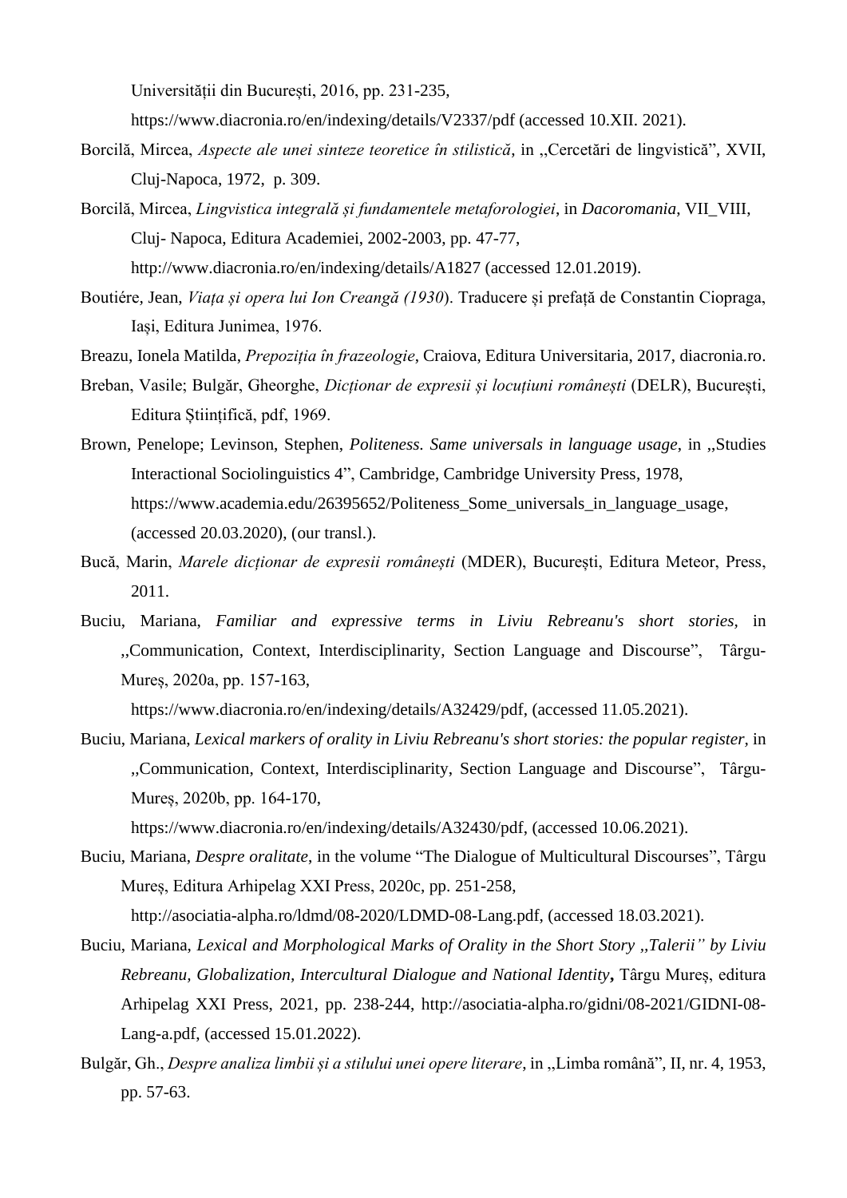Universității din București, 2016, pp. 231-235, https://www.diacronia.ro/en/indexing/details/V2337/pdf (accessed 10.XII. 2021).

Borcilă, Mircea, *Aspecte ale unei sinteze teoretice în stilistică*, in ,,Cercetări de lingvistică", XVII, Cluj-Napoca, 1972, p. 309.

Borcilă, Mircea, *Lingvistica integrală și fundamentele metaforologiei*, in *Dacoromania*, VII_VIII, Cluj- Napoca, Editura Academiei, 2002-2003, pp. 47-77, http://www.diacronia.ro/en/indexing/details/A1827 (accessed 12.01.2019).

Boutiére, Jean, *Viața și opera lui Ion Creangă (1930*). Traducere și prefață de Constantin Ciopraga, Iași, Editura Junimea, 1976.

Breazu, Ionela Matilda, *Prepoziția în frazeologie*, Craiova, Editura Universitaria, 2017, diacronia.ro.

Breban, Vasile; Bulgăr, Gheorghe, *Dicționar de expresii și locuțiuni românești* (DELR), București, Editura Științifică, pdf, 1969.

Brown, Penelope; Levinson, Stephen, *Politeness. Same universals in language usage*, in ,,Studies Interactional Sociolinguistics 4", Cambridge, Cambridge University Press, 1978, https://www.academia.edu/26395652/Politeness_Some_universals_in_language_usage, (accessed 20.03.2020), (our transl.).

Bucă, Marin, *Marele dicționar de expresii românești* (MDER), București, Editura Meteor, Press, 2011.

Buciu, Mariana, *Familiar and expressive terms in Liviu Rebreanu's short stories*, in ,,Communication, Context, Interdisciplinarity, Section Language and Discourse", Târgu-Mureș, 2020a, pp. 157-163, https://www.diacronia.ro/en/indexing/details/A32429/pdf, (accessed 11.05.2021).

Buciu, Mariana, *Lexical markers of orality in Liviu Rebreanu's short stories: the popular register*, in ,,Communication, Context, Interdisciplinarity, Section Language and Discourse", Târgu-Mureș, 2020b, pp. 164-170, https://www.diacronia.ro/en/indexing/details/A32430/pdf, (accessed 10.06.2021).

Buciu, Mariana, *Despre oralitate*, in the volume "The Dialogue of Multicultural Discourses", Târgu Mureș, Editura Arhipelag XXI Press, 2020c, pp. 251-258, http://asociatia-alpha.ro/ldmd/08-2020/LDMD-08-Lang.pdf, (accessed 18.03.2021).

Buciu, Mariana, *Lexical and Morphological Marks of Orality in the Short Story ,,Talerii" by Liviu Rebreanu, Globalization, Intercultural Dialogue and National Identity***,** Târgu Mureș, editura Arhipelag XXI Press, 2021, pp. 238-244, http://asociatia-alpha.ro/gidni/08-2021/GIDNI-08-Lang-a.pdf, (accessed 15.01.2022).

Bulgăr, Gh., *Despre analiza limbii și a stilului unei opere literare*, in ,,Limba română", II, nr. 4, 1953, pp. 57-63.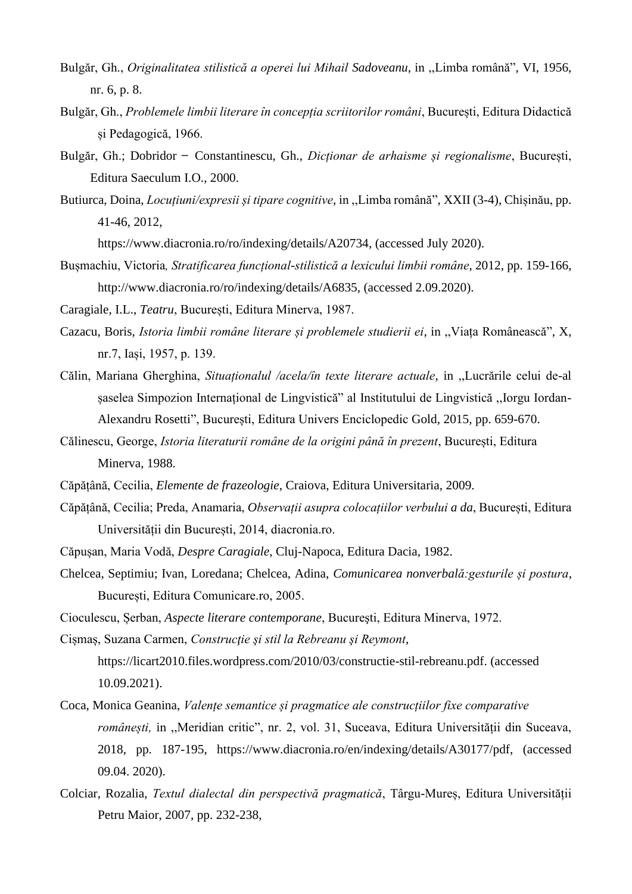Bulgăr, Gh., *Originalitatea stilistică a operei lui Mihail Sadoveanu*, in ,,Limba română", VI, 1956, nr. 6, p. 8.

Bulgăr, Gh., *Problemele limbii literare în concepția scriitorilor români*, București, Editura Didactică și Pedagogică, 1966.

Bulgăr, Gh.; Dobridor − Constantinescu, Gh., *Dicționar de arhaisme și regionalisme*, București, Editura Saeculum I.O., 2000.

Butiurca, Doina, *Locuțiuni/expresii și tipare cognitive*, in ,,Limba română", XXII (3-4), Chișinău, pp. 41-46, 2012, https://www.diacronia.ro/ro/indexing/details/A20734, (accessed July 2020).

Bușmachiu, Victoria, *Stratificarea funcțional-stilistică a lexicului limbii române*, 2012, pp. 159-166, http://www.diacronia.ro/ro/indexing/details/A6835, (accessed 2.09.2020).

Caragiale, I.L., *Teatru*, București, Editura Minerva, 1987.

Cazacu, Boris, *Istoria limbii române literare și problemele studierii ei*, in ,,Viața Românească", X, nr.7, Iași, 1957, p. 139.

Călin, Mariana Gherghina, *Situaționalul /acela/în texte literare actuale*, in ,,Lucrările celui de-al șaselea Simpozion Internațional de Lingvistică" al Institutului de Lingvistică ,,Iorgu Iordan-Alexandru Rosetti", București, Editura Univers Enciclopedic Gold, 2015, pp. 659-670.

Călinescu, George, *Istoria literaturii române de la origini până în prezent*, București, Editura Minerva, 1988.

Căpățână, Cecilia, *Elemente de frazeologie*, Craiova, Editura Universitaria, 2009.

Căpățână, Cecilia; Preda, Anamaria, *Observații asupra colocațiilor verbului a da*, București, Editura Universității din București, 2014, diacronia.ro.

Căpușan, Maria Vodă, *Despre Caragiale*, Cluj-Napoca, Editura Dacia, 1982.

Chelcea, Septimiu; Ivan, Loredana; Chelcea, Adina, *Comunicarea nonverbală:gesturile și postura*, București, Editura Comunicare.ro, 2005.

Cioculescu, Șerban, *Aspecte literare contemporane*, București, Editura Minerva, 1972.

Cișmaș, Suzana Carmen, *Construcţie şi stil la Rebreanu şi Reymont*, https://licart2010.files.wordpress.com/2010/03/constructie-stil-rebreanu.pdf. (accessed 10.09.2021).

Coca, Monica Geanina, *Valențe semantice și pragmatice ale construcțiilor fixe comparative românești,* in ,,Meridian critic", nr. 2, vol. 31, Suceava, Editura Universității din Suceava, 2018, pp. 187-195, https://www.diacronia.ro/en/indexing/details/A30177/pdf, (accessed 09.04. 2020).

Colciar, Rozalia, *Textul dialectal din perspectivă pragmatică*, Târgu-Mureș, Editura Universității Petru Maior, 2007, pp. 232-238,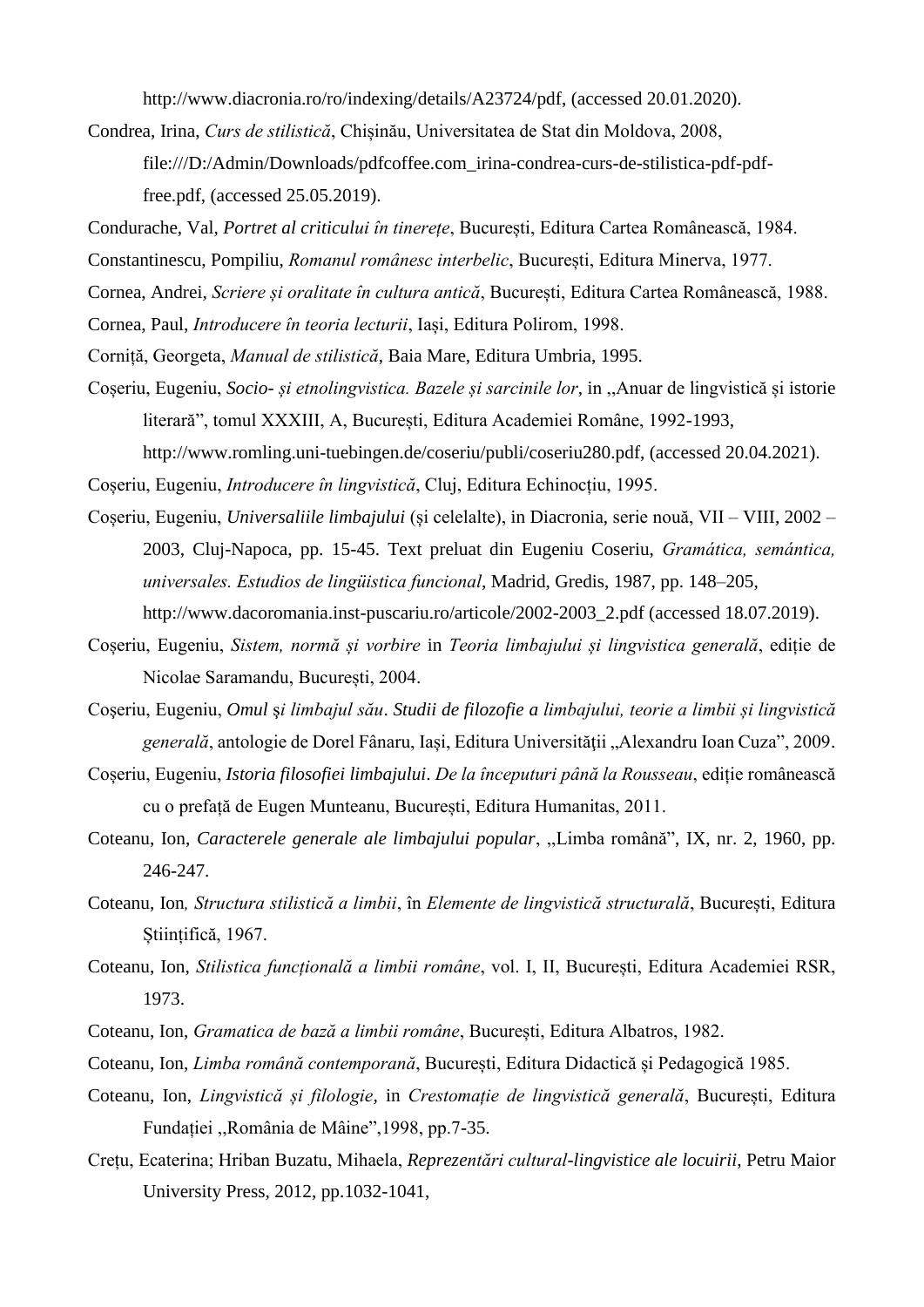http://www.diacronia.ro/ro/indexing/details/A23724/pdf, (accessed 20.01.2020).

Condrea, Irina, *Curs de stilistică*, Chișinău, Universitatea de Stat din Moldova, 2008, file:///D:/Admin/Downloads/pdfcoffee.com_irina-condrea-curs-de-stilistica-pdf-pdf-free.pdf, (accessed 25.05.2019).

Condurache, Val, *Portret al criticului în tinerețe*, București, Editura Cartea Românească, 1984.

Constantinescu, Pompiliu, *Romanul românesc interbelic*, București, Editura Minerva, 1977.

Cornea, Andrei, *Scriere și oralitate în cultura antică*, București, Editura Cartea Românească, 1988.

Cornea, Paul, *Introducere în teoria lecturii*, Iași, Editura Polirom, 1998.

Corniță, Georgeta, *Manual de stilistică*, Baia Mare, Editura Umbria, 1995.

Coșeriu, Eugeniu, *Socio- și etnolingvistica. Bazele și sarcinile lor*, in ,,Anuar de lingvistică și istorie literară", tomul XXXIII, A, București, Editura Academiei Române, 1992-1993, http://www.romling.uni-tuebingen.de/coseriu/publi/coseriu280.pdf, (accessed 20.04.2021).

Coșeriu, Eugeniu, *Introducere în lingvistică*, Cluj, Editura Echinocțiu, 1995.

Coșeriu, Eugeniu, *Universaliile limbajului* (și celelalte), in Diacronia, serie nouă, VII – VIII, 2002 – 2003, Cluj-Napoca, pp. 15-45. Text preluat din Eugeniu Coseriu, *Gramática, semántica, universales. Estudios de lingüistica funcional*, Madrid, Gredis, 1987, pp. 148–205, http://www.dacoromania.inst-puscariu.ro/articole/2002-2003_2.pdf (accessed 18.07.2019).

Coșeriu, Eugeniu, *Sistem, normă și vorbire* in *Teoria limbajului și lingvistica generală*, ediție de Nicolae Saramandu, București, 2004.

Coşeriu, Eugeniu, *Omul şi limbajul său*. *Studii de filozofie a limbajului, teorie a limbii și lingvistică generală*, antologie de Dorel Fânaru, Iaşi, Editura Universităţii ,,Alexandru Ioan Cuza", 2009.

Coșeriu, Eugeniu, *Istoria filosofiei limbajului*. *De la începuturi până la Rousseau*, ediție românească cu o prefață de Eugen Munteanu, București, Editura Humanitas, 2011.

Coteanu, Ion, *Caracterele generale ale limbajului popular*, ,,Limba română", IX, nr. 2, 1960, pp. 246-247.

Coteanu, Ion*, Structura stilistică a limbii*, în *Elemente de lingvistică structurală*, București, Editura Științifică, 1967.

Coteanu, Ion, *Stilistica funcțională a limbii române*, vol. I, II, București, Editura Academiei RSR, 1973.

Coteanu, Ion, *Gramatica de bază a limbii române*, București, Editura Albatros, 1982.

Coteanu, Ion, *Limba română contemporană*, București, Editura Didactică și Pedagogică 1985.

Coteanu, Ion, *Lingvistică și filologie*, in *Crestomație de lingvistică generală*, București, Editura Fundației ,,România de Mâine",1998, pp.7-35.

Crețu, Ecaterina; Hriban Buzatu, Mihaela, *Reprezentări cultural-lingvistice ale locuirii*, Petru Maior University Press, 2012, pp.1032-1041,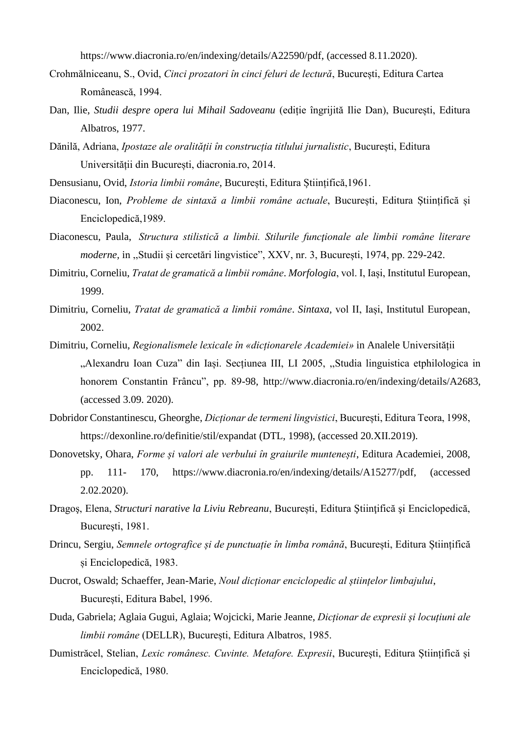https://www.diacronia.ro/en/indexing/details/A22590/pdf, (accessed 8.11.2020).

Crohmălniceanu, S., Ovid, *Cinci prozatori în cinci feluri de lectură*, București, Editura Cartea Românească, 1994.

Dan, Ilie, *Studii despre opera lui Mihail Sadoveanu* (ediție îngrijită Ilie Dan), București, Editura Albatros, 1977.

Dănilă, Adriana, *Ipostaze ale oralității în construcția titlului jurnalistic*, București, Editura Universității din București, diacronia.ro, 2014.

Densusianu, Ovid, *Istoria limbii române*, București, Editura Științifică,1961.

Diaconescu, Ion, *Probleme de sintaxă a limbii române actuale*, București, Editura Științifică și Enciclopedică,1989.

Diaconescu, Paula, *Structura stilistică a limbii. Stilurile funcționale ale limbii române literare moderne*, in ,,Studii și cercetări lingvistice", XXV, nr. 3, București, 1974, pp. 229-242.

Dimitriu, Corneliu, *Tratat de gramatică a limbii române*. ***Morfologia***, vol. I, Iași, Institutul European, 1999.

Dimitriu, Corneliu, *Tratat de gramatică a limbii române*. ***Sintaxa***, vol II, Iași, Institutul European, 2002.

Dimitriu, Corneliu, *Regionalismele lexicale în «dicționarele Academiei»* in Analele Universității „Alexandru Ioan Cuza" din Iași. Secțiunea III, LI 2005, ,,Studia linguistica etphilologica in honorem Constantin Frâncu", pp. 89-98, http://www.diacronia.ro/en/indexing/details/A2683, (accessed 3.09. 2020).

Dobridor Constantinescu, Gheorghe, *Dicționar de termeni lingvistici*, București, Editura Teora, 1998, https://dexonline.ro/definitie/stil/expandat (DTL, 1998), (accessed 20.XII.2019).

Donovetsky, Ohara, *Forme și valori ale verbului în graiurile muntenești*, Editura Academiei, 2008, pp. 111- 170, https://www.diacronia.ro/en/indexing/details/A15277/pdf, (accessed 2.02.2020).

Dragoş, Elena, *Structuri narative la Liviu Rebreanu*, București, Editura Ştiinţifică şi Enciclopedică, Bucureşti, 1981.

Drincu, Sergiu, *Semnele ortografice și de punctuație în limba română*, București, Editura Științifică și Enciclopedică, 1983.

Ducrot, Oswald; Schaeffer, Jean-Marie, *Noul dicționar enciclopedic al științelor limbajului*, București, Editura Babel, 1996.

Duda, Gabriela; Aglaia Gugui, Aglaia; Wojcicki, Marie Jeanne, *Dicționar de expresii și locuțiuni ale limbii române* (DELLR), București, Editura Albatros, 1985.

Dumistrăcel, Stelian, *Lexic românesc. Cuvinte. Metafore. Expresii*, București, Editura Științifică și Enciclopedică, 1980.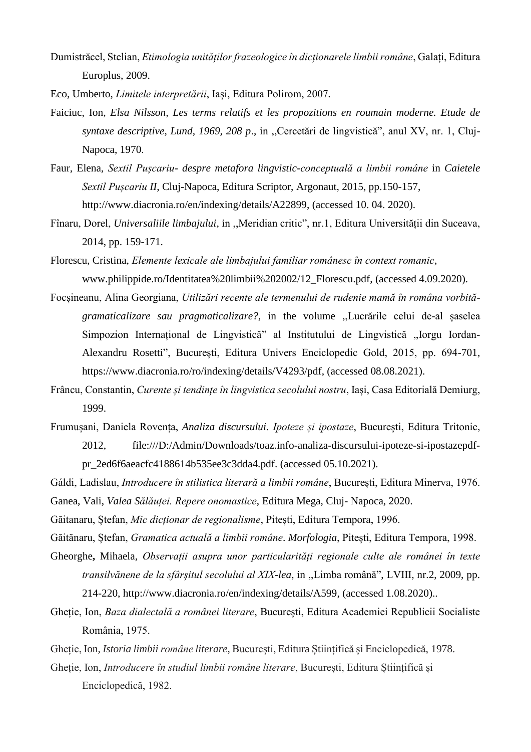Dumistrăcel, Stelian, *Etimologia unităților frazeologice în dicționarele limbii române*, Galați, Editura Europlus, 2009.

Eco, Umberto, *Limitele interpretării*, Iași, Editura Polirom, 2007.

Faiciuc, Ion, *Elsa Nilsson, Les terms relatifs et les propozitions en roumain moderne. Etude de syntaxe descriptive, Lund, 1969, 208 p*., in ,,Cercetări de lingvistică", anul XV, nr. 1, Cluj-Napoca, 1970.

Faur, Elena, *Sextil Pușcariu- despre metafora lingvistic-conceptuală a limbii române* in *Caietele Sextil Pușcariu II*, Cluj-Napoca, Editura Scriptor, Argonaut, 2015, pp.150-157, http://www.diacronia.ro/en/indexing/details/A22899, (accessed 10. 04. 2020).

Fînaru, Dorel, *Universaliile limbajului*, in ,,Meridian critic", nr.1, Editura Universității din Suceava, 2014, pp. 159-171.

Florescu, Cristina, *Elemente lexicale ale limbajului familiar românesc în context romanic*, www.philippide.ro/Identitatea%20limbii%202002/12_Florescu.pdf, (accessed 4.09.2020).

Focșineanu, Alina Georgiana, *Utilizări recente ale termenului de rudenie mamă în româna vorbită- gramaticalizare sau pragmaticalizare?,* in the volume ,,Lucrările celui de-al șaselea Simpozion Internațional de Lingvistică" al Institutului de Lingvistică ,,Iorgu Iordan-Alexandru Rosetti", București, Editura Univers Enciclopedic Gold, 2015, pp. 694-701, https://www.diacronia.ro/ro/indexing/details/V4293/pdf, (accessed 08.08.2021).

Frâncu, Constantin, *Curente și tendințe în lingvistica secolului nostru*, Iași, Casa Editorială Demiurg, 1999.

Frumușani, Daniela Rovența, *Analiza discursului. Ipoteze și ipostaze*, București, Editura Tritonic, 2012, file:///D:/Admin/Downloads/toaz.info-analiza-discursului-ipoteze-si-ipostazepdf-pr_2ed6f6aeacfc4188614b535ee3c3dda4.pdf. (accessed 05.10.2021).

Gáldi, Ladislau, *Introducere în stilistica literară a limbii române*, București, Editura Minerva, 1976.

Ganea, Vali, *Valea Sălăuței. Repere onomastice*, Editura Mega, Cluj- Napoca, 2020.

Găitanaru, Ștefan, *Mic dicționar de regionalisme*, Pitești, Editura Tempora, 1996.

Găitănaru, Ștefan, *Gramatica actuală a limbii române*. *Morfologia*, Pitești, Editura Tempora, 1998.

Gheorghe**,** Mihaela, *Observații asupra unor particularități regionale culte ale românei în texte transilvănene de la sfârșitul secolului al XIX-lea*, in ,,Limba română", LVIII, nr.2, 2009, pp. 214-220, http://www.diacronia.ro/en/indexing/details/A599, (accessed 1.08.2020)..

Gheție, Ion, *Baza dialectală a românei literare*, București, Editura Academiei Republicii Socialiste România, 1975.

Gheție, Ion, *Istoria limbii române literare*, București, Editura Științifică și Enciclopedică, 1978.

Gheție, Ion, *Introducere în studiul limbii române literare*, București, Editura Științifică și Enciclopedică, 1982.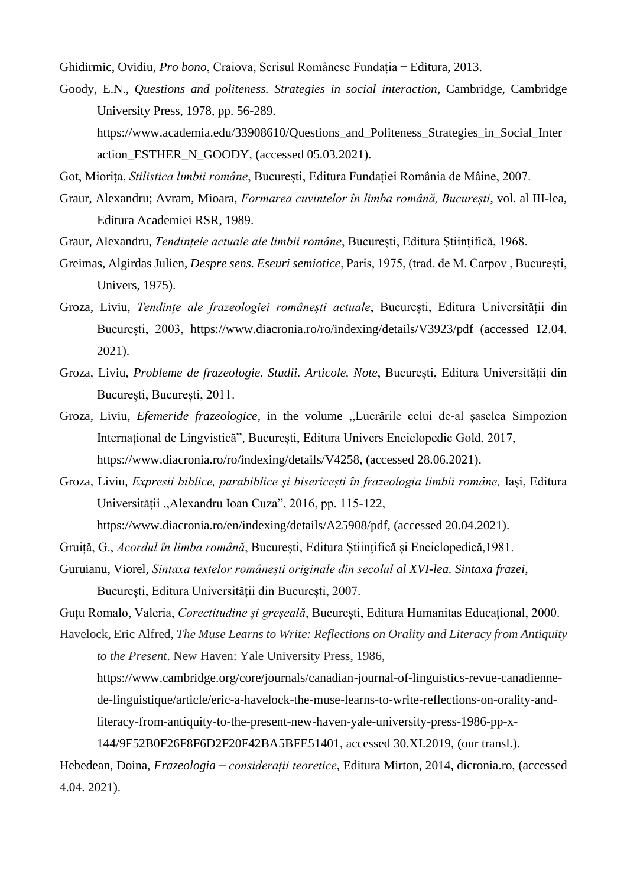Ghidirmic, Ovidiu, *Pro bono*, Craiova, Scrisul Românesc Fundația – Editura, 2013.

Goody, E.N., *Questions and politeness. Strategies in social interaction*, Cambridge, Cambridge University Press, 1978, pp. 56-289. https://www.academia.edu/33908610/Questions_and_Politeness_Strategies_in_Social_Interaction_ESTHER_N_GOODY, (accessed 05.03.2021).

Got, Miorița, *Stilistica limbii române*, București, Editura Fundației România de Mâine, 2007.

Graur, Alexandru; Avram, Mioara, *Formarea cuvintelor în limba română, București*, vol. al III-lea, Editura Academiei RSR, 1989.

Graur, Alexandru, *Tendințele actuale ale limbii române*, București, Editura Științifică, 1968.

Greimas, Algirdas Julien, *Despre sens. Eseuri semiotice*, Paris, 1975, (trad. de M. Carpov , București, Univers, 1975).

Groza, Liviu, *Tendințe ale frazeologiei românești actuale*, București, Editura Universității din București, 2003, https://www.diacronia.ro/ro/indexing/details/V3923/pdf (accessed 12.04. 2021).

Groza, Liviu, *Probleme de frazeologie. Studii. Articole. Note*, București, Editura Universității din București, București, 2011.

Groza, Liviu, *Efemeride frazeologice*, in the volume „Lucrările celui de-al șaselea Simpozion Internațional de Lingvistică", București, Editura Univers Enciclopedic Gold, 2017, https://www.diacronia.ro/ro/indexing/details/V4258, (accessed 28.06.2021).

Groza, Liviu, *Expresii biblice, parabiblice și bisericești în frazeologia limbii române,* Iași, Editura Universității ,,Alexandru Ioan Cuza", 2016, pp. 115-122, https://www.diacronia.ro/en/indexing/details/A25908/pdf, (accessed 20.04.2021).

Gruiță, G., *Acordul în limba română*, București, Editura Științifică și Enciclopedică,1981.

Guruianu, Viorel, *Sintaxa textelor românești originale din secolul al XVI-lea. Sintaxa frazei*, București, Editura Universității din București, 2007.

Guțu Romalo, Valeria, *Corectitudine și greșeală*, București, Editura Humanitas Educațional, 2000.

Havelock, Eric Alfred, *The Muse Learns to Write: Reflections on Orality and Literacy from Antiquity to the Present*. New Haven: Yale University Press, 1986, https://www.cambridge.org/core/journals/canadian-journal-of-linguistics-revue-canadienne-de-linguistique/article/eric-a-havelock-the-muse-learns-to-write-reflections-on-orality-and-literacy-from-antiquity-to-the-present-new-haven-yale-university-press-1986-pp-x-144/9F52B0F26F8F6D2F20F42BA5BFE51401, accessed 30.XI.2019, (our transl.).

Hebedean, Doina, *Frazeologia – considerații teoretice*, Editura Mirton, 2014, dicronia.ro, (accessed 4.04. 2021).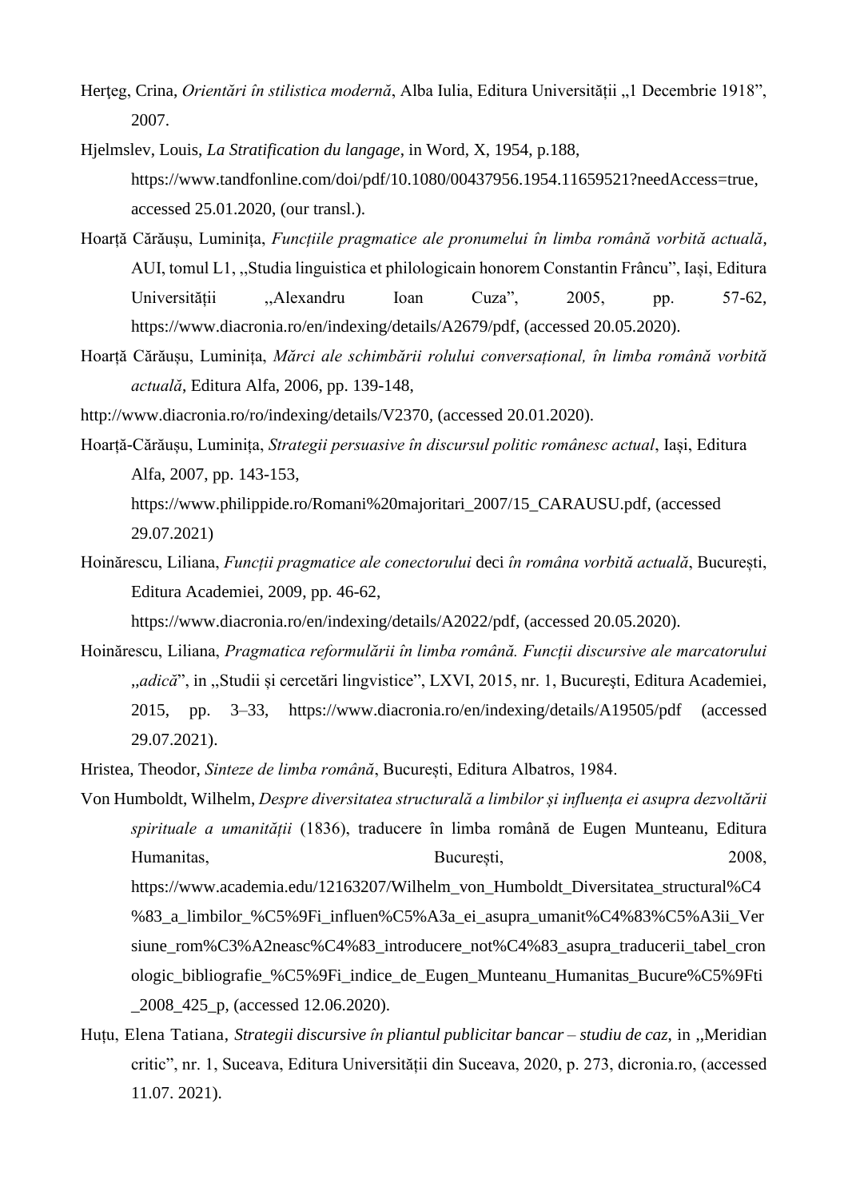Herţeg, Crina, *Orientări în stilistica modernă*, Alba Iulia, Editura Universității „1 Decembrie 1918", 2007.

Hjelmslev, Louis, *La Stratification du langage*, in Word, X, 1954, p.188, https://www.tandfonline.com/doi/pdf/10.1080/00437956.1954.11659521?needAccess=true, accessed 25.01.2020, (our transl.).

Hoarță Cărăușu, Luminița, *Funcțiile pragmatice ale pronumelui în limba română vorbită actuală*, AUI, tomul L1, ,,Studia linguistica et philologicain honorem Constantin Frâncu", Iași, Editura Universității ,,Alexandru Ioan Cuza", 2005, pp. 57-62, https://www.diacronia.ro/en/indexing/details/A2679/pdf, (accessed 20.05.2020).

Hoarță Cărăușu, Luminița, *Mărci ale schimbării rolului conversațional, în limba română vorbită actuală*, Editura Alfa, 2006, pp. 139-148,

http://www.diacronia.ro/ro/indexing/details/V2370, (accessed 20.01.2020).

Hoarță-Cărăușu, Luminița, *Strategii persuasive în discursul politic românesc actual*, Iași, Editura Alfa, 2007, pp. 143-153, https://www.philippide.ro/Romani%20majoritari_2007/15_CARAUSU.pdf, (accessed 29.07.2021)

Hoinărescu, Liliana, *Funcții pragmatice ale conectorului* deci *în româna vorbită actuală*, București, Editura Academiei, 2009, pp. 46-62, https://www.diacronia.ro/en/indexing/details/A2022/pdf, (accessed 20.05.2020).

Hoinărescu, Liliana, *Pragmatica reformulării în limba română. Funcții discursive ale marcatorului ,,adică*", in ,,Studii și cercetări lingvistice", LXVI, 2015, nr. 1, Bucureşti, Editura Academiei, 2015, pp. 3–33, https://www.diacronia.ro/en/indexing/details/A19505/pdf (accessed 29.07.2021).

Hristea, Theodor, *Sinteze de limba română*, București, Editura Albatros, 1984.

Von Humboldt, Wilhelm, *Despre diversitatea structurală a limbilor și influența ei asupra dezvoltării spirituale a umanității* (1836), traducere în limba română de Eugen Munteanu, Editura Humanitas, București, 2008, https://www.academia.edu/12163207/Wilhelm_von_Humboldt_Diversitatea_structural%C4%83_a_limbilor_%C5%9Fi_influen%C5%A3a_ei_asupra_umanit%C4%83%C5%A3ii_Versiune_rom%C3%A2neasc%C4%83_introducere_not%C4%83_asupra_traducerii_tabel_cronologic_bibliografie_%C5%9Fi_indice_de_Eugen_Munteanu_Humanitas_Bucure%C5%9Fti_2008_425_p, (accessed 12.06.2020).

Huțu, Elena Tatiana, *Strategii discursive în pliantul publicitar bancar – studiu de caz*, in ,,Meridian critic", nr. 1, Suceava, Editura Universității din Suceava, 2020, p. 273, dicronia.ro, (accessed 11.07. 2021).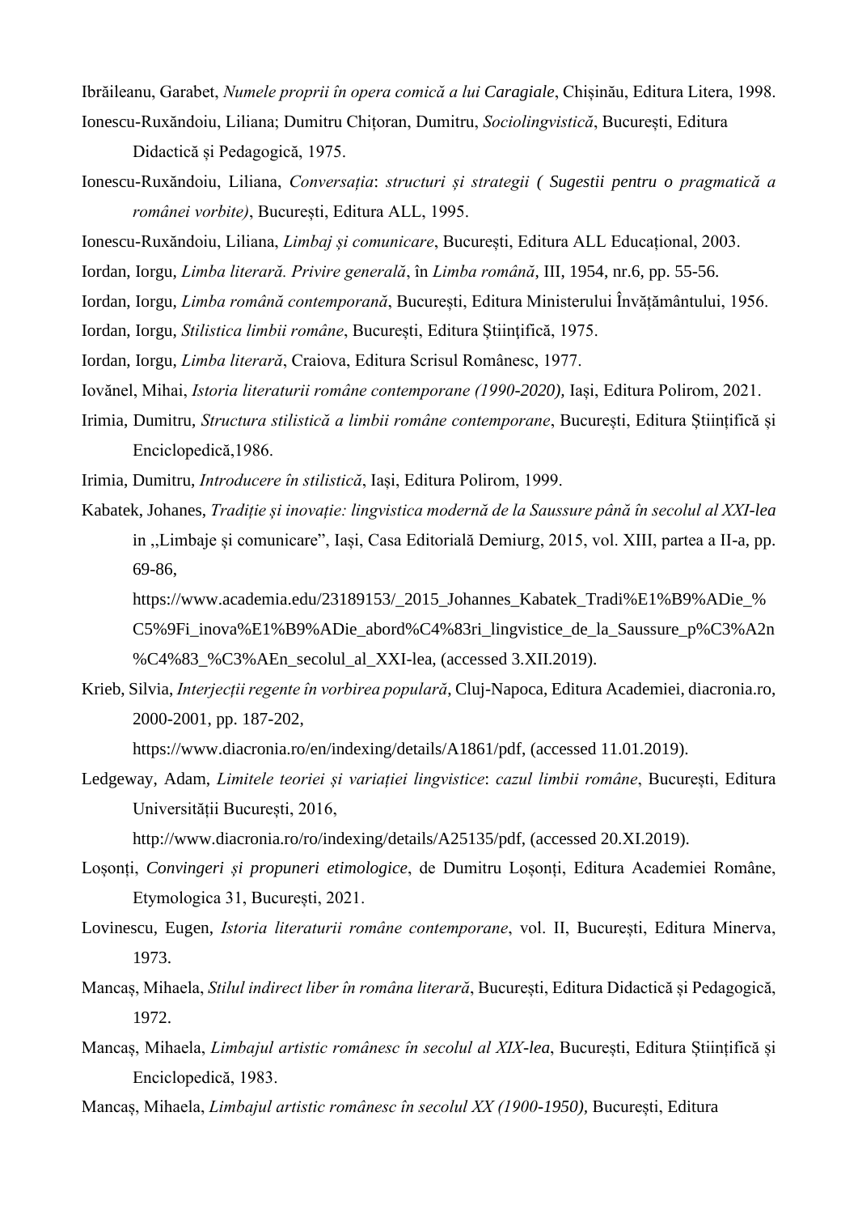Ibrăileanu, Garabet, *Numele proprii în opera comică a lui Caragiale*, Chișinău, Editura Litera, 1998.

Ionescu-Ruxăndoiu, Liliana; Dumitru Chițoran, Dumitru, *Sociolingvistică*, București, Editura Didactică și Pedagogică, 1975.

Ionescu-Ruxăndoiu, Liliana, *Conversația*: *structuri și strategii ( Sugestii pentru o pragmatică a românei vorbite)*, București, Editura ALL, 1995.

Ionescu-Ruxăndoiu, Liliana, *Limbaj și comunicare*, București, Editura ALL Educațional, 2003.

Iordan, Iorgu, *Limba literară. Privire generală*, în *Limba română*, III, 1954, nr.6, pp. 55-56.

Iordan, Iorgu, *Limba română contemporană*, București, Editura Ministerului Învățământului, 1956.

Iordan, Iorgu, *Stilistica limbii române*, București, Editura Științifică, 1975.

Iordan, Iorgu, *Limba literară*, Craiova, Editura Scrisul Românesc, 1977.

Iovănel, Mihai, *Istoria literaturii române contemporane (1990-2020),* Iași, Editura Polirom, 2021.

Irimia, Dumitru, *Structura stilistică a limbii române contemporane*, București, Editura Științifică și Enciclopedică,1986.

Irimia, Dumitru, *Introducere în stilistică*, Iași, Editura Polirom, 1999.

Kabatek, Johanes, *Tradiție și inovație: lingvistica modernă de la Saussure până în secolul al XXI-lea* in ,,Limbaje și comunicare", Iași, Casa Editorială Demiurg, 2015, vol. XIII, partea a II-a, pp. 69-86,
https://www.academia.edu/23189153/_2015_Johannes_Kabatek_Tradi%E1%B9%ADie_%C5%9Fi_inova%E1%B9%ADie_abord%C4%83ri_lingvistice_de_la_Saussure_p%C3%A2n%C4%83_%C3%AEn_secolul_al_XXI-lea, (accessed 3.XII.2019).

Krieb, Silvia, *Interjecții regente în vorbirea populară*, Cluj-Napoca, Editura Academiei, diacronia.ro, 2000-2001, pp. 187-202,
https://www.diacronia.ro/en/indexing/details/A1861/pdf, (accessed 11.01.2019).

Ledgeway, Adam, *Limitele teoriei și variației lingvistice*: *cazul limbii române*, București, Editura Universității București, 2016,
http://www.diacronia.ro/ro/indexing/details/A25135/pdf, (accessed 20.XI.2019).

Loșonți, *Convingeri și propuneri etimologice*, de Dumitru Loșonți, Editura Academiei Române, Etymologica 31, București, 2021.

Lovinescu, Eugen, *Istoria literaturii române contemporane*, vol. II, București, Editura Minerva, 1973.

Mancaș, Mihaela, *Stilul indirect liber în româna literară*, București, Editura Didactică și Pedagogică, 1972.

Mancaș, Mihaela, *Limbajul artistic românesc în secolul al XIX-lea*, București, Editura Științifică și Enciclopedică, 1983.

Mancaș, Mihaela, *Limbajul artistic românesc în secolul XX (1900-1950),* București, Editura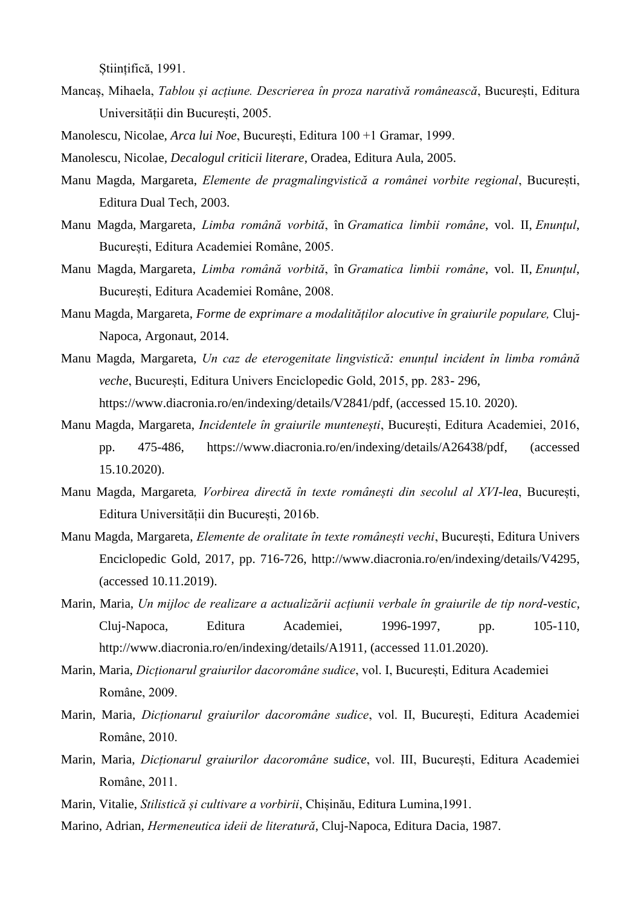Științifică, 1991.

Mancaș, Mihaela, *Tablou și acțiune. Descrierea în proza narativă românească*, București, Editura Universității din București, 2005.

Manolescu, Nicolae, *Arca lui Noe*, București, Editura 100 +1 Gramar, 1999.

Manolescu, Nicolae, *Decalogul criticii literare*, Oradea, Editura Aula, 2005.

Manu Magda, Margareta, *Elemente de pragmalingvistică a românei vorbite regional*, București, Editura Dual Tech, 2003.

Manu Magda, Margareta, *Limba română vorbită*, în *Gramatica limbii române*, vol. II, *Enunțul*, București, Editura Academiei Române, 2005.

Manu Magda, Margareta, *Limba română vorbită*, în *Gramatica limbii române*, vol. II, *Enunțul*, București, Editura Academiei Române, 2008.

Manu Magda, Margareta, *Forme de exprimare a modalităților alocutive în graiurile populare,* Cluj-Napoca, Argonaut, 2014.

Manu Magda, Margareta, *Un caz de eterogenitate lingvistică: enunțul incident în limba română veche*, București, Editura Univers Enciclopedic Gold, 2015, pp. 283- 296, https://www.diacronia.ro/en/indexing/details/V2841/pdf, (accessed 15.10. 2020).

Manu Magda, Margareta, *Incidentele în graiurile muntenești*, București, Editura Academiei, 2016, pp. 475-486, https://www.diacronia.ro/en/indexing/details/A26438/pdf, (accessed 15.10.2020).

Manu Magda, Margareta*, Vorbirea directă în texte românești din secolul al XVI-lea*, București, Editura Universității din București, 2016b.

Manu Magda, Margareta, *Elemente de oralitate în texte românești vechi*, București, Editura Univers Enciclopedic Gold, 2017, pp. 716-726, http://www.diacronia.ro/en/indexing/details/V4295, (accessed 10.11.2019).

Marin, Maria, *Un mijloc de realizare a actualizării acțiunii verbale în graiurile de tip nord-vestic*, Cluj-Napoca, Editura Academiei, 1996-1997, pp. 105-110, http://www.diacronia.ro/en/indexing/details/A1911, (accessed 11.01.2020).

Marin, Maria, *Dicționarul graiurilor dacoromâne sudice*, vol. I, București, Editura Academiei Române, 2009.

Marin, Maria, *Dicționarul graiurilor dacoromâne sudice*, vol. II, București, Editura Academiei Române, 2010.

Marin, Maria, *Dicționarul graiurilor dacoromâne sudice*, vol. III, București, Editura Academiei Române, 2011.

Marin, Vitalie, *Stilistică și cultivare a vorbirii*, Chișinău, Editura Lumina,1991.

Marino, Adrian, *Hermeneutica ideii de literatură*, Cluj-Napoca, Editura Dacia, 1987.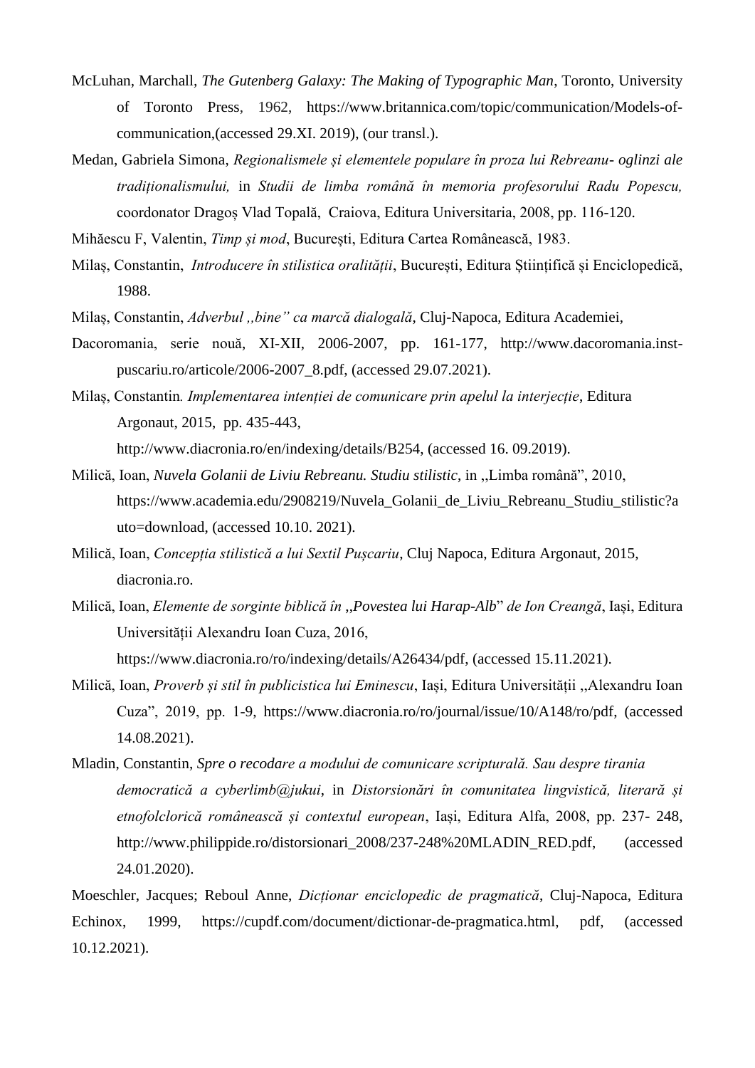McLuhan, Marchall, *The Gutenberg Galaxy: The Making of Typographic Man*, Toronto, University of Toronto Press, 1962, https://www.britannica.com/topic/communication/Models-of-communication,(accessed 29.XI. 2019), (our transl.).

Medan, Gabriela Simona, *Regionalismele și elementele populare în proza lui Rebreanu- oglinzi ale tradiționalismului,* in *Studii de limba română în memoria profesorului Radu Popescu,* coordonator Dragoș Vlad Topală, Craiova, Editura Universitaria, 2008, pp. 116-120.

Mihăescu F, Valentin, *Timp și mod*, București, Editura Cartea Românească, 1983.

Milaș, Constantin, *Introducere în stilistica oralității*, București, Editura Științifică și Enciclopedică, 1988.

Milaș, Constantin, *Adverbul ,,bine" ca marcă dialogală*, Cluj-Napoca, Editura Academiei, Dacoromania, serie nouă, XI-XII, 2006-2007, pp. 161-177, http://www.dacoromania.inst-puscariu.ro/articole/2006-2007_8.pdf, (accessed 29.07.2021).

Milaș, Constantin*. Implementarea intenției de comunicare prin apelul la interjecție*, Editura Argonaut, 2015, pp. 435-443, http://www.diacronia.ro/en/indexing/details/B254, (accessed 16. 09.2019).

Milică, Ioan, *Nuvela Golanii de Liviu Rebreanu. Studiu stilistic*, in ,,Limba română", 2010, https://www.academia.edu/2908219/Nuvela_Golanii_de_Liviu_Rebreanu_Studiu_stilistic?auto=download, (accessed 10.10. 2021).

Milică, Ioan, *Concepția stilistică a lui Sextil Pușcariu*, Cluj Napoca, Editura Argonaut, 2015, diacronia.ro.

Milică, Ioan, *Elemente de sorginte biblică în ,,Povestea lui Harap-Alb" de Ion Creangă*, Iași, Editura Universității Alexandru Ioan Cuza, 2016, https://www.diacronia.ro/ro/indexing/details/A26434/pdf, (accessed 15.11.2021).

Milică, Ioan, *Proverb și stil în publicistica lui Eminescu*, Iași, Editura Universității ,,Alexandru Ioan Cuza", 2019, pp. 1-9, https://www.diacronia.ro/ro/journal/issue/10/A148/ro/pdf, (accessed 14.08.2021).

Mladin, Constantin, *Spre o recodare a modului de comunicare scripturală. Sau despre tirania democratică a cyberlimb@jukui*, in *Distorsionări în comunitatea lingvistică, literară și etnofolclorică românească și contextul european*, Iași, Editura Alfa, 2008, pp. 237- 248, http://www.philippide.ro/distorsionari_2008/237-248%20MLADIN_RED.pdf, (accessed 24.01.2020).

Moeschler, Jacques; Reboul Anne, *Dicționar enciclopedic de pragmatică*, Cluj-Napoca, Editura Echinox, 1999, https://cupdf.com/document/dictionar-de-pragmatica.html, pdf, (accessed 10.12.2021).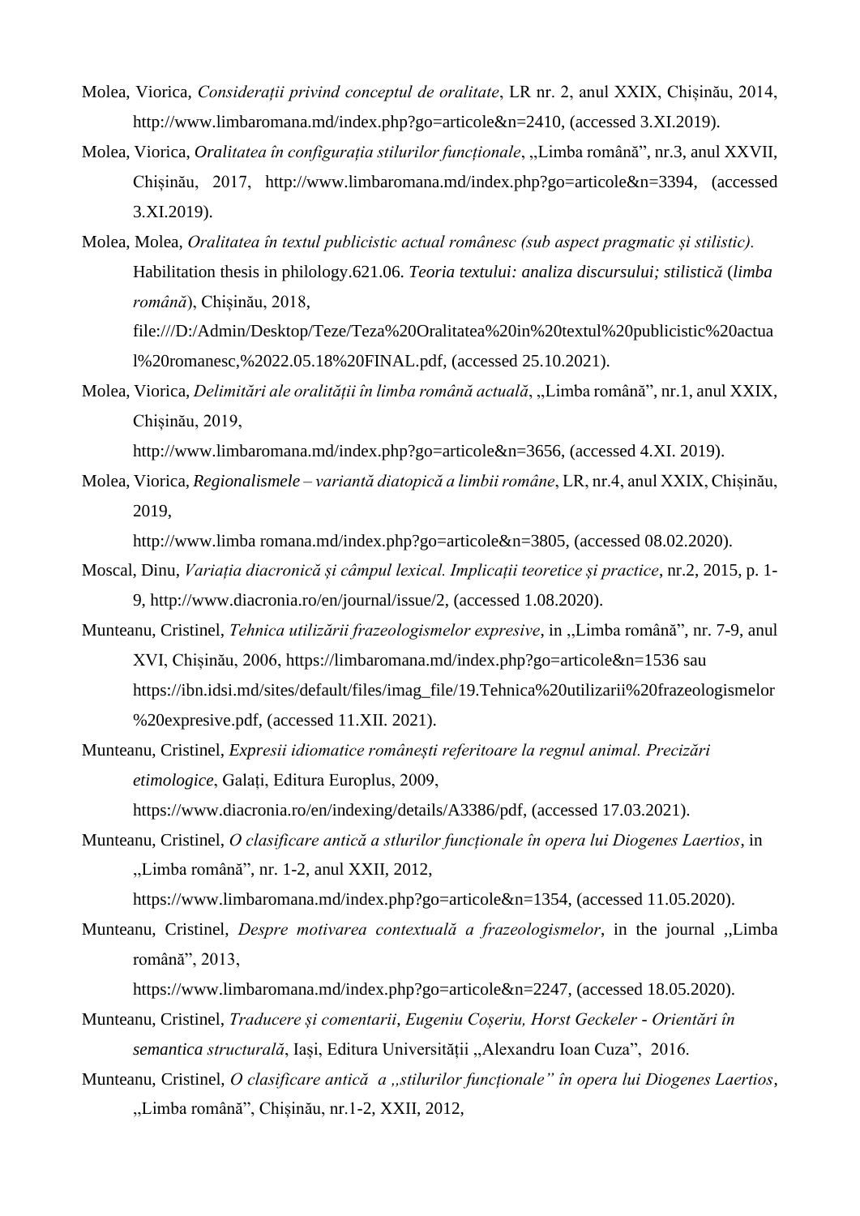Molea, Viorica, *Considerații privind conceptul de oralitate*, LR nr. 2, anul XXIX, Chișinău, 2014, http://www.limbaromana.md/index.php?go=articole&n=2410, (accessed 3.XI.2019).

Molea, Viorica, *Oralitatea în configurația stilurilor funcționale*, ,,Limba română", nr.3, anul XXVII, Chișinău, 2017, http://www.limbaromana.md/index.php?go=articole&n=3394, (accessed 3.XI.2019).

Molea, Molea, *Oralitatea în textul publicistic actual românesc (sub aspect pragmatic și stilistic).* Habilitation thesis in philology.621.06. *Teoria textului: analiza discursului; stilistică* (*limba română*), Chișinău, 2018, file:///D:/Admin/Desktop/Teze/Teza%20Oralitatea%20in%20textul%20publicistic%20actual%20romanesc,%2022.05.18%20FINAL.pdf, (accessed 25.10.2021).

Molea, Viorica, *Delimitări ale oralității în limba română actuală*, ,,Limba română", nr.1, anul XXIX, Chișinău, 2019, http://www.limbaromana.md/index.php?go=articole&n=3656, (accessed 4.XI. 2019).

Molea, Viorica, *Regionalismele – variantă diatopică a limbii române*, LR, nr.4, anul XXIX, Chișinău, 2019, http://www.limba romana.md/index.php?go=articole&n=3805, (accessed 08.02.2020).

Moscal, Dinu, *Variația diacronică și câmpul lexical. Implicații teoretice și practice*, nr.2, 2015, p. 1-9, http://www.diacronia.ro/en/journal/issue/2, (accessed 1.08.2020).

Munteanu, Cristinel, *Tehnica utilizării frazeologismelor expresive*, in ,,Limba română", nr. 7-9, anul XVI, Chișinău, 2006, https://limbaromana.md/index.php?go=articole&n=1536 sau https://ibn.idsi.md/sites/default/files/imag_file/19.Tehnica%20utilizarii%20frazeologismelor%20expresive.pdf, (accessed 11.XII. 2021).

Munteanu, Cristinel, *Expresii idiomatice românești referitoare la regnul animal. Precizări etimologice*, Galați, Editura Europlus, 2009, https://www.diacronia.ro/en/indexing/details/A3386/pdf, (accessed 17.03.2021).

Munteanu, Cristinel, *O clasificare antică a stlurilor funcționale în opera lui Diogenes Laertios*, in ,,Limba română", nr. 1-2, anul XXII, 2012, https://www.limbaromana.md/index.php?go=articole&n=1354, (accessed 11.05.2020).

Munteanu, Cristinel, *Despre motivarea contextuală a frazeologismelor*, in the journal ,,Limba română", 2013, https://www.limbaromana.md/index.php?go=articole&n=2247, (accessed 18.05.2020).

Munteanu, Cristinel, *Traducere și comentarii*, *Eugeniu Coșeriu, Horst Geckeler - Orientări în semantica structurală*, Iași, Editura Universității ,,Alexandru Ioan Cuza", 2016.

Munteanu, Cristinel, *O clasificare antică a „stilurilor funcționale" în opera lui Diogenes Laertios*, ,,Limba română", Chișinău, nr.1-2, XXII, 2012,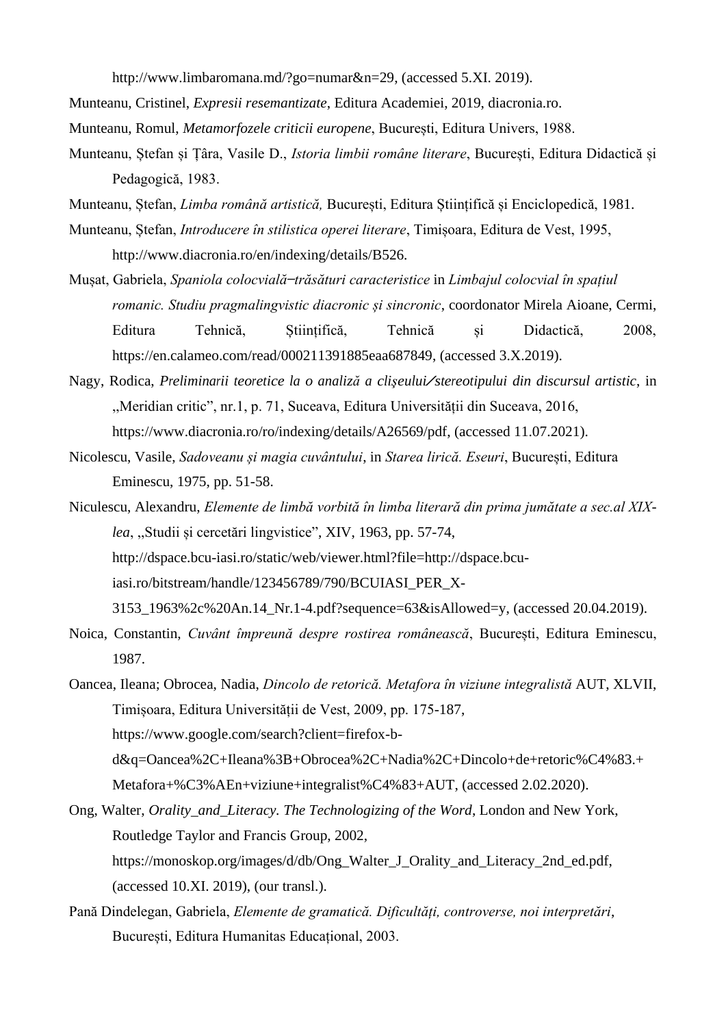http://www.limbaromana.md/?go=numar&n=29, (accessed 5.XI. 2019).

Munteanu, Cristinel, *Expresii resemantizate*, Editura Academiei, 2019, diacronia.ro.

Munteanu, Romul, *Metamorfozele criticii europene*, București, Editura Univers, 1988.

Munteanu, Ștefan și Țâra, Vasile D., *Istoria limbii române literare*, București, Editura Didactică și Pedagogică, 1983.

Munteanu, Ștefan, *Limba română artistică,* București, Editura Științifică și Enciclopedică, 1981.

Munteanu, Ștefan, *Introducere în stilistica operei literare*, Timișoara, Editura de Vest, 1995, http://www.diacronia.ro/en/indexing/details/B526.

Mușat, Gabriela, *Spaniola colocvială‒trăsături caracteristice* in *Limbajul colocvial în spațiul romanic. Studiu pragmalingvistic diacronic și sincronic*, coordonator Mirela Aioane, Cermi, Editura Tehnică, Științifică, Tehnică și Didactică, 2008, https://en.calameo.com/read/000211391885eaa687849, (accessed 3.X.2019).

Nagy, Rodica, *Preliminarii teoretice la o analiză a clişeului⁄stereotipului din discursul artistic*, in ,,Meridian critic", nr.1, p. 71, Suceava, Editura Universității din Suceava, 2016, https://www.diacronia.ro/ro/indexing/details/A26569/pdf, (accessed 11.07.2021).

Nicolescu, Vasile, *Sadoveanu și magia cuvântului*, in *Starea lirică. Eseuri*, București, Editura Eminescu, 1975, pp. 51-58.

Niculescu, Alexandru, *Elemente de limbă vorbită în limba literară din prima jumătate a sec.al XIX-lea*, ,,Studii și cercetări lingvistice", XIV, 1963, pp. 57-74, http://dspace.bcu-iasi.ro/static/web/viewer.html?file=http://dspace.bcu-iasi.ro/bitstream/handle/123456789/790/BCUIASI_PER_X-3153_1963%2c%20An.14_Nr.1-4.pdf?sequence=63&isAllowed=y, (accessed 20.04.2019).

Noica, Constantin, *Cuvânt împreună despre rostirea românească*, București, Editura Eminescu, 1987.

Oancea, Ileana; Obrocea, Nadia, *Dincolo de retorică. Metafora în viziune integralistă* AUT, XLVII, Timișoara, Editura Universității de Vest, 2009, pp. 175-187, https://www.google.com/search?client=firefox-b-d&q=Oancea%2C+Ileana%3B+Obrocea%2C+Nadia%2C+Dincolo+de+retoric%C4%83.+Metafora+%C3%AEn+viziune+integralist%C4%83+AUT, (accessed 2.02.2020).

Ong, Walter, *Orality_and_Literacy. The Technologizing of the Word*, London and New York, Routledge Taylor and Francis Group, 2002, https://monoskop.org/images/d/db/Ong_Walter_J_Orality_and_Literacy_2nd_ed.pdf, (accessed 10.XI. 2019), (our transl.).

Pană Dindelegan, Gabriela, *Elemente de gramatică. Dificultăți, controverse, noi interpretări*, București, Editura Humanitas Educațional, 2003.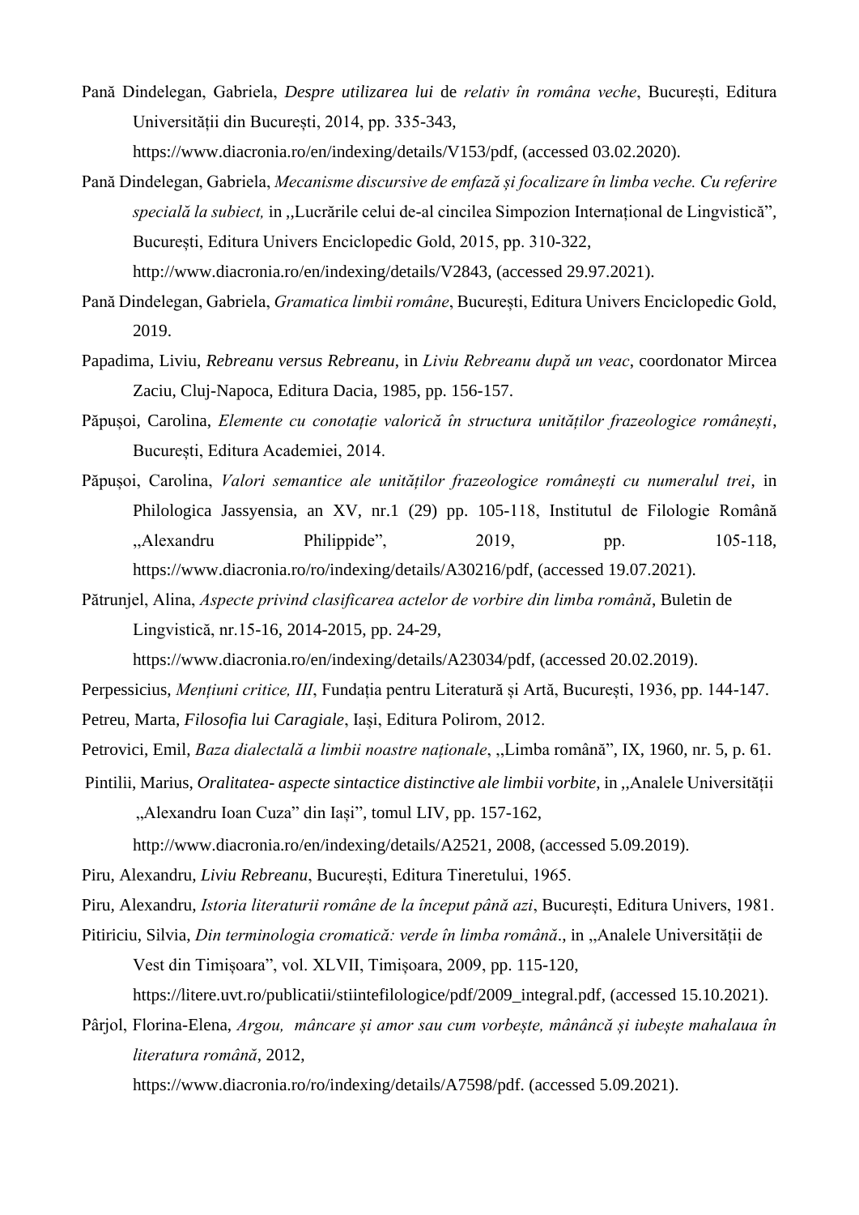Pană Dindelegan, Gabriela, *Despre utilizarea lui* de *relativ în româna veche*, București, Editura Universității din București, 2014, pp. 335-343, https://www.diacronia.ro/en/indexing/details/V153/pdf, (accessed 03.02.2020).

Pană Dindelegan, Gabriela, *Mecanisme discursive de emfază și focalizare în limba veche. Cu referire specială la subiect,* in ,,Lucrările celui de-al cincilea Simpozion Internațional de Lingvistică", București, Editura Univers Enciclopedic Gold, 2015, pp. 310-322, http://www.diacronia.ro/en/indexing/details/V2843, (accessed 29.97.2021).

Pană Dindelegan, Gabriela, *Gramatica limbii române*, București, Editura Univers Enciclopedic Gold, 2019.

Papadima, Liviu, *Rebreanu versus Rebreanu,* in *Liviu Rebreanu după un veac*, coordonator Mircea Zaciu, Cluj-Napoca, Editura Dacia, 1985, pp. 156-157.

Păpușoi, Carolina, *Elemente cu conotație valorică în structura unităților frazeologice românești*, București, Editura Academiei, 2014.

Păpușoi, Carolina, *Valori semantice ale unităților frazeologice românești cu numeralul trei*, in Philologica Jassyensia, an XV, nr.1 (29) pp. 105-118, Institutul de Filologie Română ,,Alexandru Philippide", 2019, pp. 105-118, https://www.diacronia.ro/ro/indexing/details/A30216/pdf, (accessed 19.07.2021).

Pătrunjel, Alina, *Aspecte privind clasificarea actelor de vorbire din limba română*, Buletin de Lingvistică, nr.15-16, 2014-2015, pp. 24-29, https://www.diacronia.ro/en/indexing/details/A23034/pdf, (accessed 20.02.2019).

Perpessicius, *Mențiuni critice, III*, Fundația pentru Literatură și Artă, București, 1936, pp. 144-147.

Petreu, Marta, *Filosofia lui Caragiale*, Iași, Editura Polirom, 2012.

Petrovici, Emil, *Baza dialectală a limbii noastre naționale*, ,,Limba română", IX, 1960, nr. 5, p. 61.

Pintilii, Marius, *Oralitatea- aspecte sintactice distinctive ale limbii vorbite*, in ,,Analele Universității „Alexandru Ioan Cuza" din Iași", tomul LIV, pp. 157-162, http://www.diacronia.ro/en/indexing/details/A2521, 2008, (accessed 5.09.2019).

Piru, Alexandru, *Liviu Rebreanu*, București, Editura Tineretului, 1965.

Piru, Alexandru, *Istoria literaturii române de la început până azi*, București, Editura Univers, 1981.

Pitiriciu, Silvia, *Din terminologia cromatică: verde în limba română*., in ,,Analele Universității de Vest din Timișoara", vol. XLVII, Timișoara, 2009, pp. 115-120, https://litere.uvt.ro/publicatii/stiintefilologice/pdf/2009_integral.pdf, (accessed 15.10.2021).

Pârjol, Florina-Elena, *Argou, mâncare și amor sau cum vorbește, mănâncă și iubește mahalaua în literatura română*, 2012, https://www.diacronia.ro/ro/indexing/details/A7598/pdf. (accessed 5.09.2021).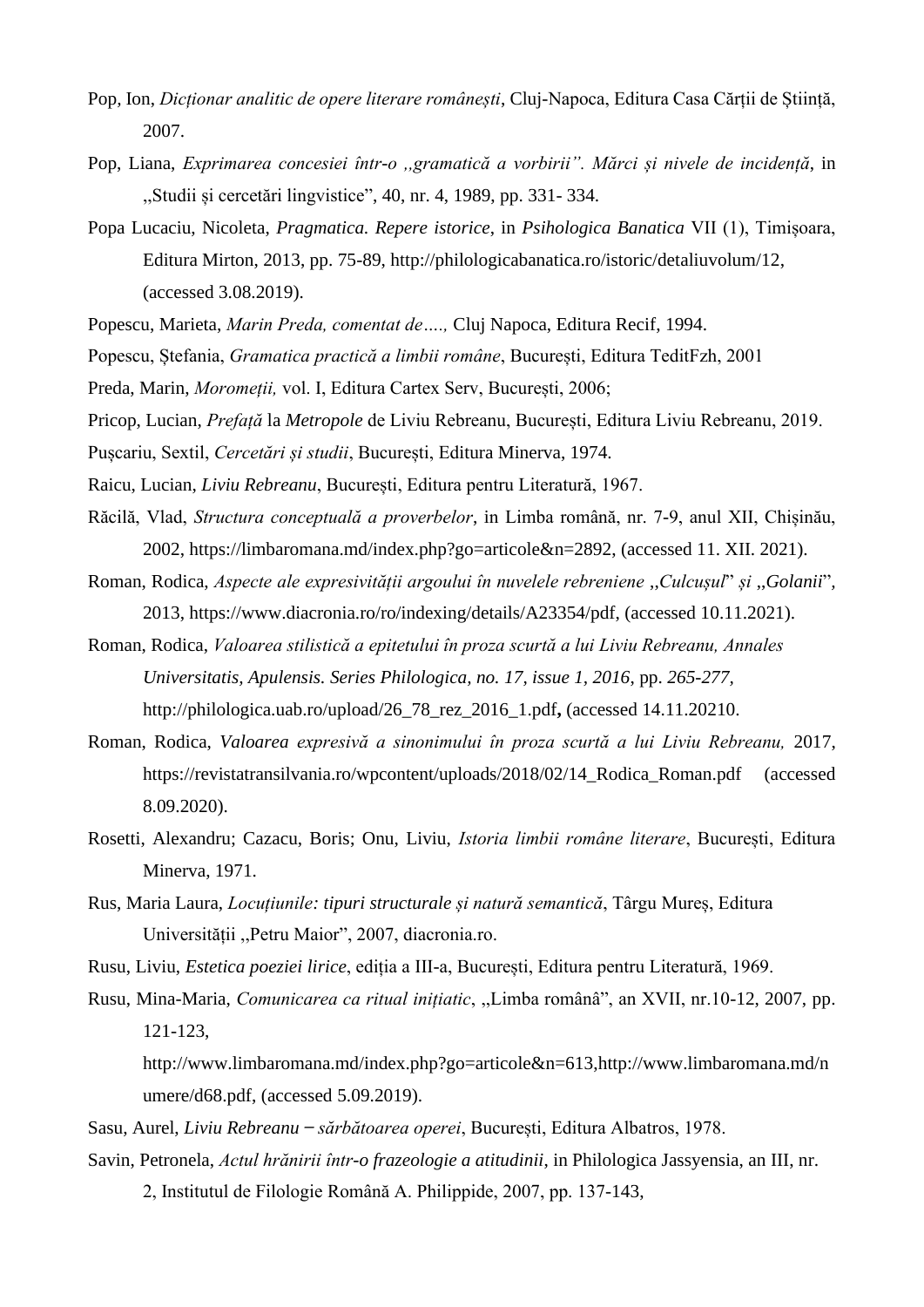Pop, Ion, *Dicționar analitic de opere literare românești*, Cluj-Napoca, Editura Casa Cărții de Știință, 2007.

Pop, Liana, *Exprimarea concesiei într-o ,,gramatică a vorbirii". Mărci și nivele de incidență*, in ,,Studii și cercetări lingvistice", 40, nr. 4, 1989, pp. 331- 334.

Popa Lucaciu, Nicoleta, *Pragmatica. Repere istorice*, in *Psihologica Banatica* VII (1), Timișoara, Editura Mirton, 2013, pp. 75-89, http://philologicabanatica.ro/istoric/detaliuvolum/12, (accessed 3.08.2019).

Popescu, Marieta, *Marin Preda, comentat de….,* Cluj Napoca, Editura Recif, 1994.

Popescu, Ștefania, *Gramatica practică a limbii române*, București, Editura TeditFzh, 2001

Preda, Marin, *Moromeții,* vol. I, Editura Cartex Serv, București, 2006;

Pricop, Lucian, *Prefață* la *Metropole* de Liviu Rebreanu, București, Editura Liviu Rebreanu, 2019.

Pușcariu, Sextil, *Cercetări și studii*, București, Editura Minerva, 1974.

Raicu, Lucian, *Liviu Rebreanu*, București, Editura pentru Literatură, 1967.

Răcilă, Vlad, *Structura conceptuală a proverbelor*, in Limba română, nr. 7-9, anul XII, Chișinău, 2002, https://limbaromana.md/index.php?go=articole&n=2892, (accessed 11. XII. 2021).

Roman, Rodica, *Aspecte ale expresivității argoului în nuvelele rebreniene ,,Culcușul" și ,,Golanii"*, 2013, https://www.diacronia.ro/ro/indexing/details/A23354/pdf, (accessed 10.11.2021).

Roman, Rodica, *Valoarea stilistică a epitetului în proza scurtă a lui Liviu Rebreanu, Annales Universitatis, Apulensis. Series Philologica, no. 17, issue 1, 2016*, pp. *265-277*, http://philologica.uab.ro/upload/26_78_rez_2016_1.pdf**,** (accessed 14.11.20210.

Roman, Rodica, *Valoarea expresivă a sinonimului în proza scurtă a lui Liviu Rebreanu,* 2017, https://revistatransilvania.ro/wpcontent/uploads/2018/02/14_Rodica_Roman.pdf (accessed 8.09.2020).

Rosetti, Alexandru; Cazacu, Boris; Onu, Liviu, *Istoria limbii române literare*, București, Editura Minerva, 1971.

Rus, Maria Laura, *Locuțiunile: tipuri structurale și natură semantică*, Târgu Mureș, Editura Universității ,,Petru Maior", 2007, diacronia.ro.

Rusu, Liviu, *Estetica poeziei lirice*, ediția a III-a, București, Editura pentru Literatură, 1969.

Rusu, Mina-Maria, *Comunicarea ca ritual inițiatic*, ,,Limba română", an XVII, nr.10-12, 2007, pp. 121-123, http://www.limbaromana.md/index.php?go=articole&n=613,http://www.limbaromana.md/numere/d68.pdf, (accessed 5.09.2019).

Sasu, Aurel, *Liviu Rebreanu – sărbătoarea operei*, București, Editura Albatros, 1978.

Savin, Petronela, *Actul hrănirii într-o frazeologie a atitudinii*, in Philologica Jassyensia, an III, nr. 2, Institutul de Filologie Română A. Philippide, 2007, pp. 137-143,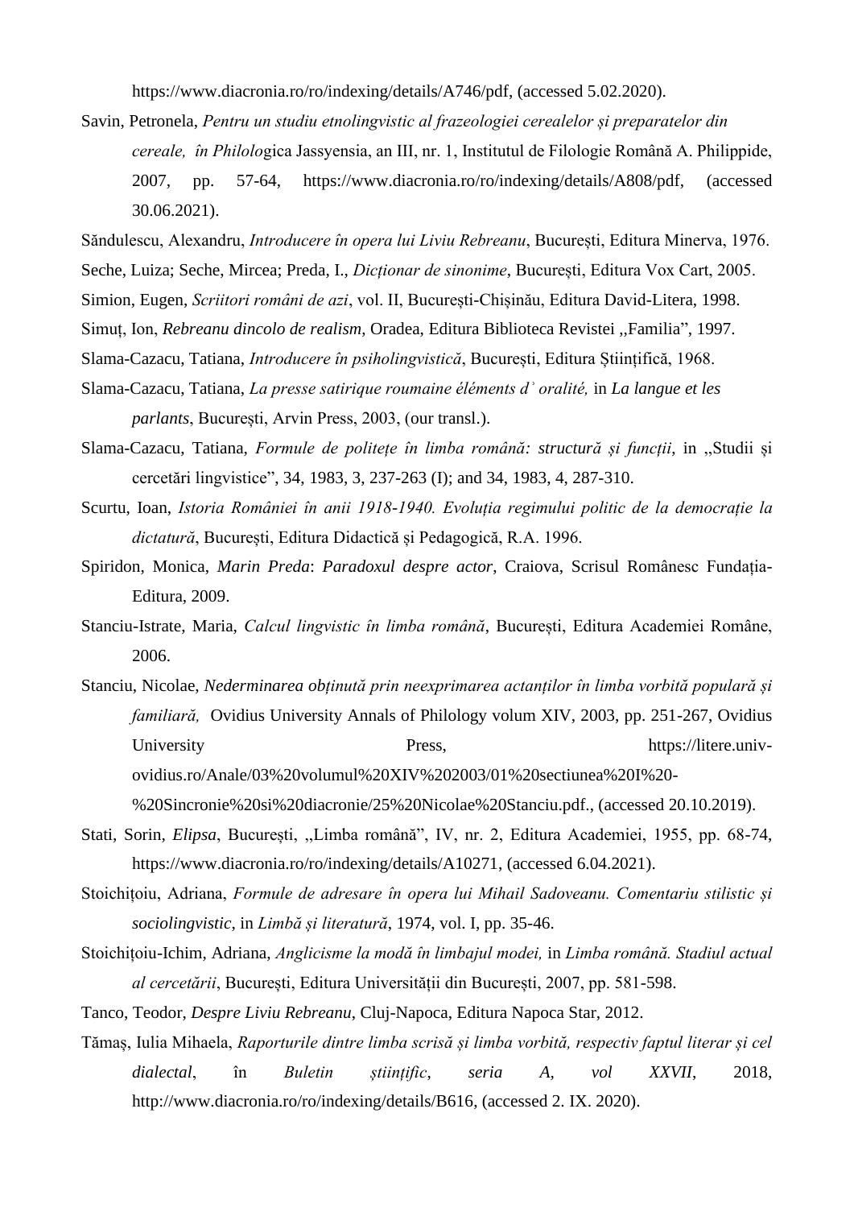https://www.diacronia.ro/ro/indexing/details/A746/pdf, (accessed 5.02.2020).

Savin, Petronela, *Pentru un studiu etnolingvistic al frazeologiei cerealelor și preparatelor din cereale, în Philolo*gica Jassyensia, an III, nr. 1, Institutul de Filologie Română A. Philippide, 2007, pp. 57-64, https://www.diacronia.ro/ro/indexing/details/A808/pdf, (accessed 30.06.2021).

Săndulescu, Alexandru, *Introducere în opera lui Liviu Rebreanu*, București, Editura Minerva, 1976.

Seche, Luiza; Seche, Mircea; Preda, I., *Dicționar de sinonime*, București, Editura Vox Cart, 2005.

Simion, Eugen, *Scriitori români de azi*, vol. II, București-Chișinău, Editura David-Litera, 1998.

Simuț, Ion, *Rebreanu dincolo de realism*, Oradea, Editura Biblioteca Revistei ,,Familia", 1997.

Slama-Cazacu, Tatiana, *Introducere în psiholingvistică*, București, Editura Științifică, 1968.

Slama-Cazacu, Tatiana, *La presse satirique roumaine éléments d᾽ oralité,* in *La langue et les parlants*, București, Arvin Press, 2003, (our transl.).

Slama-Cazacu, Tatiana, *Formule de politețe în limba română: structură și funcții*, in ,,Studii și cercetări lingvistice", 34, 1983, 3, 237-263 (I); and 34, 1983, 4, 287-310.

Scurtu, Ioan, *Istoria României în anii 1918-1940. Evoluția regimului politic de la democrație la dictatură*, București, Editura Didactică și Pedagogică, R.A. 1996.

Spiridon, Monica, *Marin Preda*: *Paradoxul despre actor*, Craiova, Scrisul Românesc Fundația-Editura, 2009.

Stanciu-Istrate, Maria, *Calcul lingvistic în limba română*, București, Editura Academiei Române, 2006.

Stanciu, Nicolae, *Nederminarea obținută prin neexprimarea actanților în limba vorbită populară și familiară,* Ovidius University Annals of Philology volum XIV, 2003, pp. 251-267, Ovidius University Press, https://litere.univ-ovidius.ro/Anale/03%20volumul%20XIV%202003/01%20sectiunea%20I%20-%20Sincronie%20si%20diacronie/25%20Nicolae%20Stanciu.pdf., (accessed 20.10.2019).

Stati, Sorin, *Elipsa*, București, ,,Limba română", IV, nr. 2, Editura Academiei, 1955, pp. 68-74, https://www.diacronia.ro/ro/indexing/details/A10271, (accessed 6.04.2021).

Stoichițoiu, Adriana, *Formule de adresare în opera lui Mihail Sadoveanu. Comentariu stilistic și sociolingvistic*, in *Limbă și literatură*, 1974, vol. I, pp. 35-46.

Stoichițoiu-Ichim, Adriana, *Anglicisme la modă în limbajul modei,* in *Limba română. Stadiul actual al cercetării*, București, Editura Universității din București, 2007, pp. 581-598.

Tanco, Teodor, *Despre Liviu Rebreanu*, Cluj-Napoca, Editura Napoca Star, 2012.

Tămaș, Iulia Mihaela, *Raporturile dintre limba scrisă și limba vorbită, respectiv faptul literar și cel dialectal*, în *Buletin științific*, *seria A*, *vol XXVII*, 2018, http://www.diacronia.ro/ro/indexing/details/B616, (accessed 2. IX. 2020).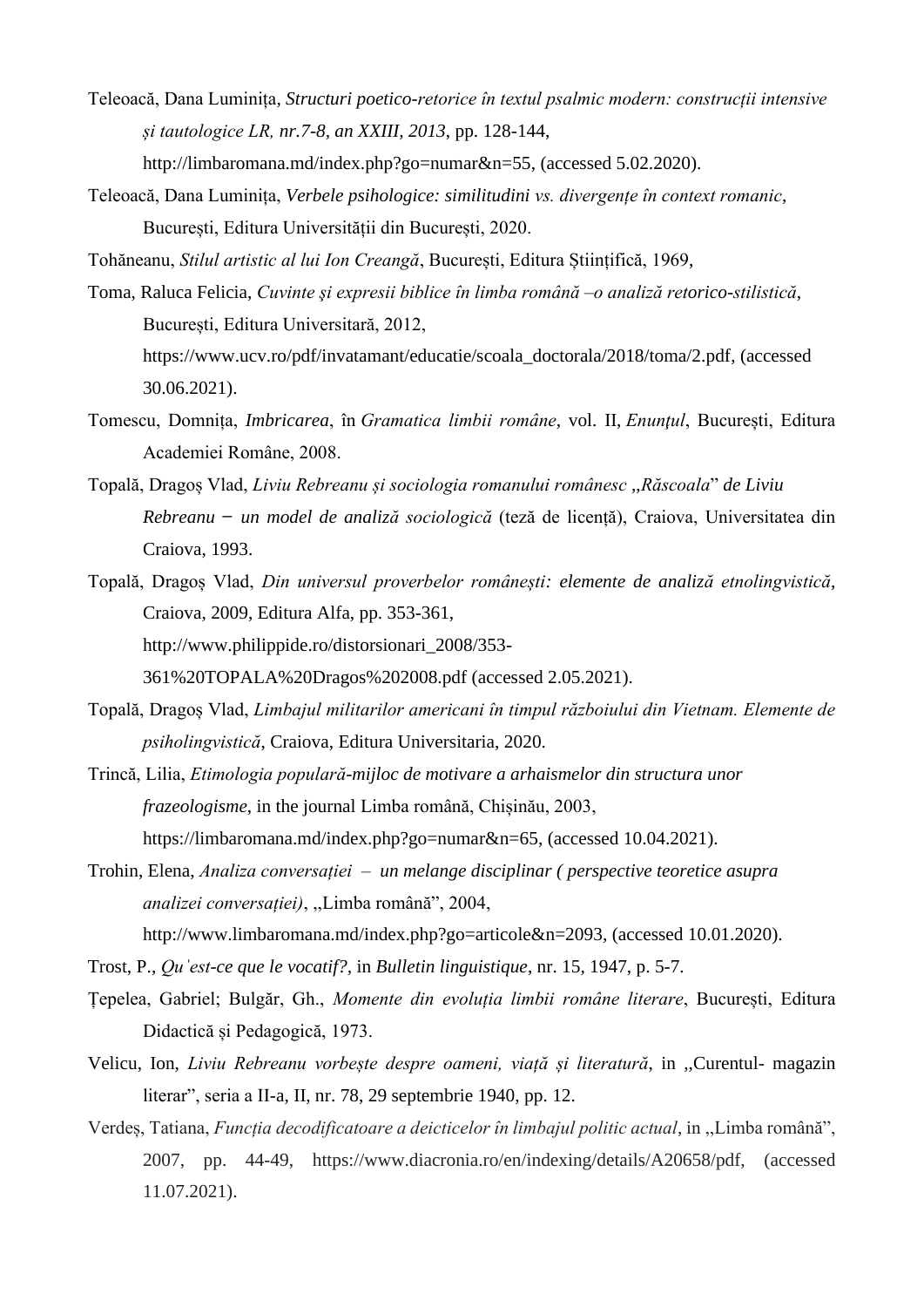Teleoacă, Dana Luminița, *Structuri poetico-retorice în textul psalmic modern: construcții intensive și tautologice LR, nr.7-8, an XXIII, 2013*, pp. 128-144, http://limbaromana.md/index.php?go=numar&n=55, (accessed 5.02.2020).

Teleoacă, Dana Luminița, *Verbele psihologice: similitudini vs. divergențe în context romanic*, București, Editura Universității din București, 2020.

Tohăneanu, *Stilul artistic al lui Ion Creangă*, București, Editura Științifică, 1969,

Toma, Raluca Felicia, *Cuvinte şi expresii biblice în limba română –o analiză retorico-stilistică*, București, Editura Universitară, 2012, https://www.ucv.ro/pdf/invatamant/educatie/scoala_doctorala/2018/toma/2.pdf, (accessed 30.06.2021).

Tomescu, Domnița, *Imbricarea*, în *Gramatica limbii române*, vol. II, *Enunţul*, București, Editura Academiei Române, 2008.

Topală, Dragoș Vlad, *Liviu Rebreanu și sociologia romanului românesc ,,Răscoala" de Liviu Rebreanu − un model de analiză sociologică* (teză de licență), Craiova, Universitatea din Craiova, 1993.

Topală, Dragoș Vlad, *Din universul proverbelor românești: elemente de analiză etnolingvistică*, Craiova, 2009, Editura Alfa, pp. 353-361, http://www.philippide.ro/distorsionari_2008/353-361%20TOPALA%20Dragos%202008.pdf (accessed 2.05.2021).

Topală, Dragoș Vlad, *Limbajul militarilor americani în timpul războiului din Vietnam. Elemente de psiholingvistică*, Craiova, Editura Universitaria, 2020.

Trincă, Lilia, *Etimologia populară-mijloc de motivare a arhaismelor din structura unor frazeologisme*, in the journal Limba română, Chișinău, 2003, https://limbaromana.md/index.php?go=numar&n=65, (accessed 10.04.2021).

Trohin, Elena, *Analiza conversației – un melange disciplinar ( perspective teoretice asupra analizei conversației)*, ,,Limba română", 2004, http://www.limbaromana.md/index.php?go=articole&n=2093, (accessed 10.01.2020).

Trost, P., *Quˈest-ce que le vocatif?*, in *Bulletin linguistique*, nr. 15, 1947, p. 5-7.

Țepelea, Gabriel; Bulgăr, Gh., *Momente din evoluția limbii române literare*, București, Editura Didactică și Pedagogică, 1973.

Velicu, Ion, *Liviu Rebreanu vorbește despre oameni, viață și literatură*, in ,,Curentul- magazin literar", seria a II-a, II, nr. 78, 29 septembrie 1940, pp. 12.

Verdeș, Tatiana, *Funcția decodificatoare a deicticelor în limbajul politic actual*, in ,,Limba română", 2007, pp. 44-49, https://www.diacronia.ro/en/indexing/details/A20658/pdf, (accessed 11.07.2021).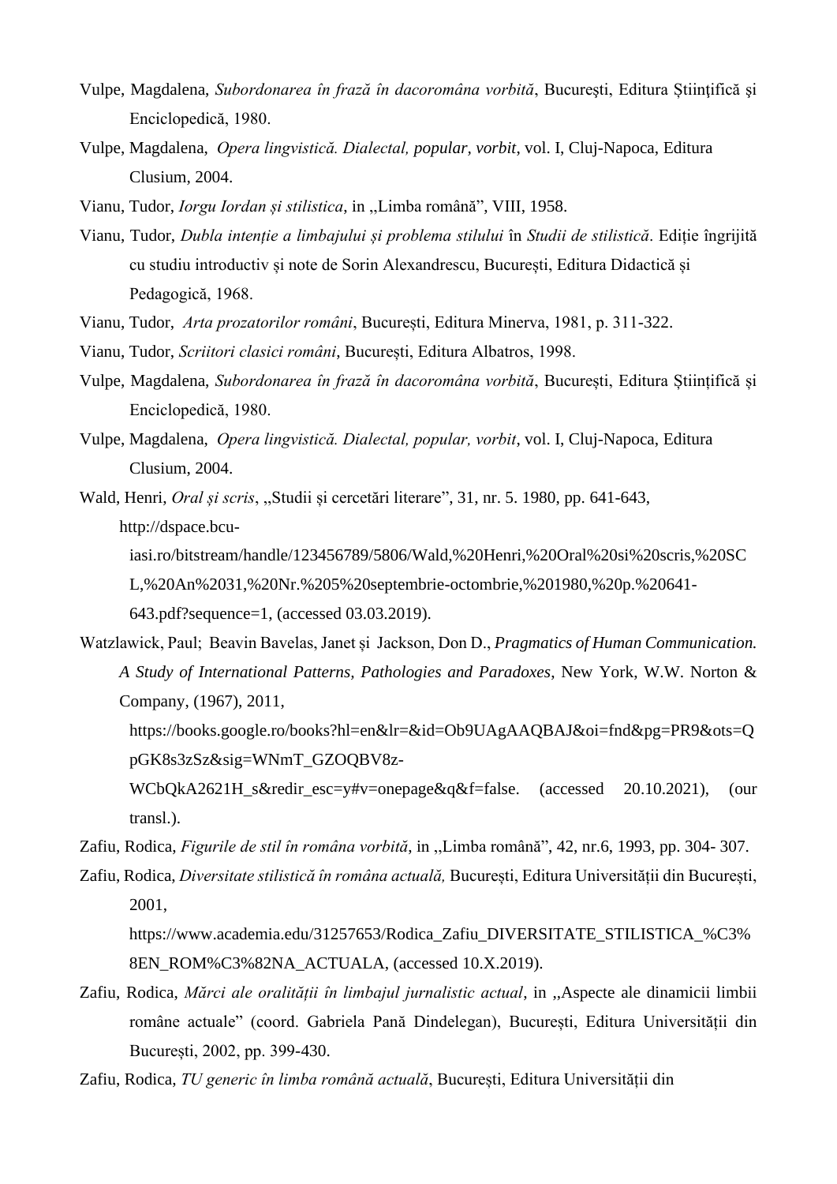Vulpe, Magdalena, *Subordonarea în frază în dacoromâna vorbită*, București, Editura Științifică şi Enciclopedică, 1980.

Vulpe, Magdalena, *Opera lingvistică. Dialectal, popular, vorbit*, vol. I, Cluj-Napoca, Editura Clusium, 2004.

Vianu, Tudor, *Iorgu Iordan și stilistica*, in ,,Limba română", VIII, 1958.

Vianu, Tudor, *Dubla intenție a limbajului și problema stilului* în *Studii de stilistică*. Ediție îngrijită cu studiu introductiv și note de Sorin Alexandrescu, București, Editura Didactică și Pedagogică, 1968.

Vianu, Tudor, *Arta prozatorilor români*, București, Editura Minerva, 1981, p. 311-322.

Vianu, Tudor, *Scriitori clasici români*, București, Editura Albatros, 1998.

Vulpe, Magdalena, *Subordonarea în frază în dacoromâna vorbită*, București, Editura Științifică și Enciclopedică, 1980.

Vulpe, Magdalena, *Opera lingvistică. Dialectal, popular, vorbit*, vol. I, Cluj-Napoca, Editura Clusium, 2004.

Wald, Henri, *Oral și scris*, ,,Studii și cercetări literare", 31, nr. 5. 1980, pp. 641-643, http://dspace.bcu-iasi.ro/bitstream/handle/123456789/5806/Wald,%20Henri,%20Oral%20si%20scris,%20SCL,%20An%2031,%20Nr.%205%20septembrie-octombrie,%201980,%20p.%20641-643.pdf?sequence=1, (accessed 03.03.2019).

Watzlawick, Paul; Beavin Bavelas, Janet și Jackson, Don D., *Pragmatics of Human Communication. A Study of International Patterns, Pathologies and Paradoxes*, New York, W.W. Norton & Company, (1967), 2011, https://books.google.ro/books?hl=en&lr=&id=Ob9UAgAAQBAJ&oi=fnd&pg=PR9&ots=QpGK8s3zSz&sig=WNmT_GZOQBV8z-WCbQkA2621H_s&redir_esc=y#v=onepage&q&f=false. (accessed 20.10.2021), (our transl.).

Zafiu, Rodica, *Figurile de stil în româna vorbită*, in ,,Limba română", 42, nr.6, 1993, pp. 304- 307.

Zafiu, Rodica, *Diversitate stilistică în româna actuală,* București, Editura Universității din București, 2001, https://www.academia.edu/31257653/Rodica_Zafiu_DIVERSITATE_STILISTICA_%C3%8EN_ROM%C3%82NA_ACTUALA, (accessed 10.X.2019).

Zafiu, Rodica, *Mărci ale oralității în limbajul jurnalistic actual*, in ,,Aspecte ale dinamicii limbii române actuale" (coord. Gabriela Pană Dindelegan), București, Editura Universității din București, 2002, pp. 399-430.

Zafiu, Rodica, *TU generic în limba română actuală*, București, Editura Universității din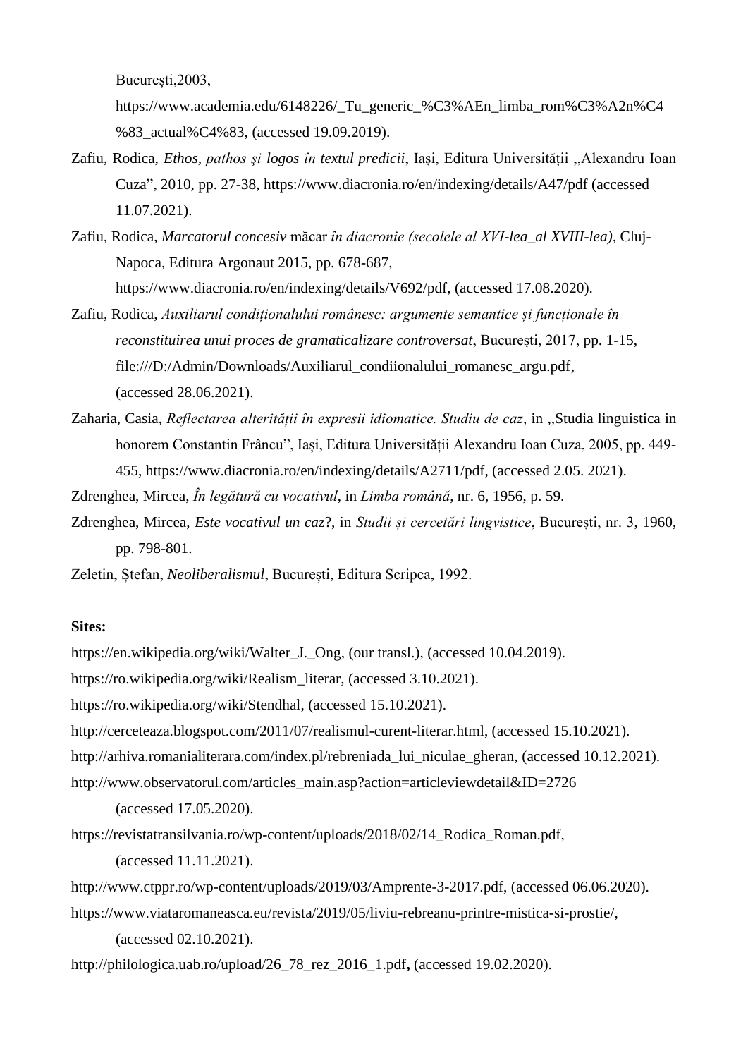București,2003, https://www.academia.edu/6148226/_Tu_generic_%C3%AEn_limba_rom%C3%A2n%C4%83_actual%C4%83, (accessed 19.09.2019).

Zafiu, Rodica, *Ethos, pathos şi logos în textul predicii*, Iași, Editura Universității ,,Alexandru Ioan Cuza", 2010, pp. 27-38, https://www.diacronia.ro/en/indexing/details/A47/pdf (accessed 11.07.2021).

Zafiu, Rodica, *Marcatorul concesiv* măcar *în diacronie (secolele al XVI-lea_al XVIII-lea)*, Cluj-Napoca, Editura Argonaut 2015, pp. 678-687, https://www.diacronia.ro/en/indexing/details/V692/pdf, (accessed 17.08.2020).

Zafiu, Rodica, *Auxiliarul condiționalului românesc: argumente semantice și funcționale în reconstituirea unui proces de gramaticalizare controversat*, București, 2017, pp. 1-15, file:///D:/Admin/Downloads/Auxiliarul_condiionalului_romanesc_argu.pdf, (accessed 28.06.2021).

Zaharia, Casia, *Reflectarea alterității în expresii idiomatice. Studiu de caz*, in ,,Studia linguistica in honorem Constantin Frâncu", Iași, Editura Universității Alexandru Ioan Cuza, 2005, pp. 449-455, https://www.diacronia.ro/en/indexing/details/A2711/pdf, (accessed 2.05. 2021).

Zdrenghea, Mircea, *În legătură cu vocativul*, in *Limba română*, nr. 6, 1956, p. 59.

Zdrenghea, Mircea, *Este vocativul un caz*?, in *Studii și cercetări lingvistice*, București, nr. 3, 1960, pp. 798-801.

Zeletin, Ștefan, *Neoliberalismul*, București, Editura Scripca, 1992.

**Sites:**

https://en.wikipedia.org/wiki/Walter_J._Ong, (our transl.), (accessed 10.04.2019).

https://ro.wikipedia.org/wiki/Realism_literar, (accessed 3.10.2021).

https://ro.wikipedia.org/wiki/Stendhal, (accessed 15.10.2021).

http://cerceteaza.blogspot.com/2011/07/realismul-curent-literar.html, (accessed 15.10.2021).

http://arhiva.romanialiterara.com/index.pl/rebreniada_lui_niculae_gheran, (accessed 10.12.2021).

http://www.observatorul.com/articles_main.asp?action=articleviewdetail&ID=2726 (accessed 17.05.2020).

https://revistatransilvania.ro/wp-content/uploads/2018/02/14_Rodica_Roman.pdf, (accessed 11.11.2021).

http://www.ctppr.ro/wp-content/uploads/2019/03/Amprente-3-2017.pdf, (accessed 06.06.2020).

https://www.viataromaneasca.eu/revista/2019/05/liviu-rebreanu-printre-mistica-si-prostie/, (accessed 02.10.2021).

http://philologica.uab.ro/upload/26_78_rez_2016_1.pdf**,** (accessed 19.02.2020).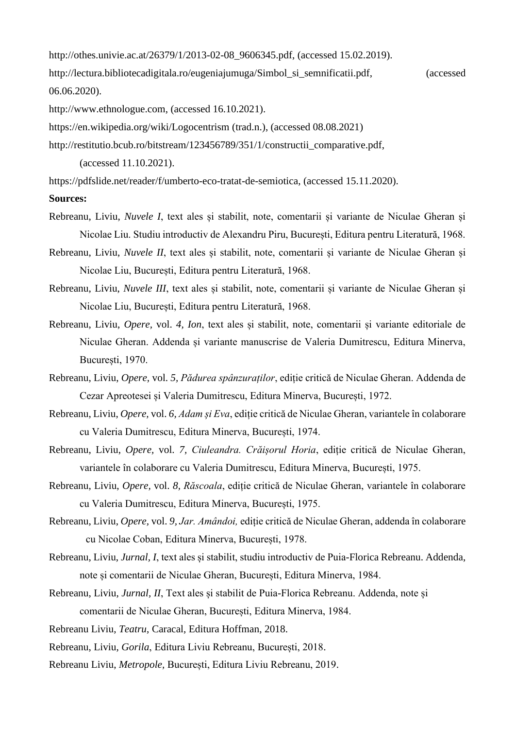http://othes.univie.ac.at/26379/1/2013-02-08_9606345.pdf, (accessed 15.02.2019).

http://lectura.bibliotecadigitala.ro/eugeniajumuga/Simbol_si_semnificatii.pdf, (accessed 06.06.2020).

http://www.ethnologue.com, (accessed 16.10.2021).

https://en.wikipedia.org/wiki/Logocentrism (trad.n.), (accessed 08.08.2021)

http://restitutio.bcub.ro/bitstream/123456789/351/1/constructii_comparative.pdf, (accessed 11.10.2021).

https://pdfslide.net/reader/f/umberto-eco-tratat-de-semiotica, (accessed 15.11.2020).

**Sources:**

Rebreanu, Liviu, *Nuvele I*, text ales și stabilit, note, comentarii și variante de Niculae Gheran și Nicolae Liu. Studiu introductiv de Alexandru Piru, București, Editura pentru Literatură, 1968.

Rebreanu, Liviu, *Nuvele II*, text ales și stabilit, note, comentarii și variante de Niculae Gheran și Nicolae Liu, București, Editura pentru Literatură, 1968.

Rebreanu, Liviu, *Nuvele III*, text ales și stabilit, note, comentarii și variante de Niculae Gheran și Nicolae Liu, București, Editura pentru Literatură, 1968.

Rebreanu, Liviu, *Opere,* vol. *4, Ion*, text ales și stabilit, note, comentarii și variante editoriale de Niculae Gheran. Addenda și variante manuscrise de Valeria Dumitrescu, Editura Minerva, București, 1970.

Rebreanu, Liviu, *Opere,* vol. *5, Pădurea spânzuraților*, ediție critică de Niculae Gheran. Addenda de Cezar Apreotesei și Valeria Dumitrescu, Editura Minerva, București, 1972.

Rebreanu, Liviu, *Opere,* vol. *6, Adam și Eva*, ediție critică de Niculae Gheran, variantele în colaborare cu Valeria Dumitrescu, Editura Minerva, București, 1974.

Rebreanu, Liviu, *Opere,* vol. *7, Ciuleandra. Crăișorul Horia*, ediție critică de Niculae Gheran, variantele în colaborare cu Valeria Dumitrescu, Editura Minerva, București, 1975.

Rebreanu, Liviu, *Opere,* vol. *8, Răscoala*, ediție critică de Niculae Gheran, variantele în colaborare cu Valeria Dumitrescu, Editura Minerva, București, 1975.

Rebreanu, Liviu, *Opere*, vol. *9*, *Jar. Amândoi,* ediție critică de Niculae Gheran, addenda în colaborare cu Nicolae Coban, Editura Minerva, București, 1978.

Rebreanu, Liviu, *Jurnal, I*, text ales și stabilit, studiu introductiv de Puia-Florica Rebreanu. Addenda, note și comentarii de Niculae Gheran, București, Editura Minerva, 1984.

Rebreanu, Liviu, *Jurnal, II*, Text ales și stabilit de Puia-Florica Rebreanu. Addenda, note și comentarii de Niculae Gheran, București, Editura Minerva, 1984.

Rebreanu Liviu, *Teatru*, Caracal, Editura Hoffman, 2018.

Rebreanu, Liviu, *Gorila*, Editura Liviu Rebreanu, București, 2018.

Rebreanu Liviu, *Metropole,* București, Editura Liviu Rebreanu, 2019.